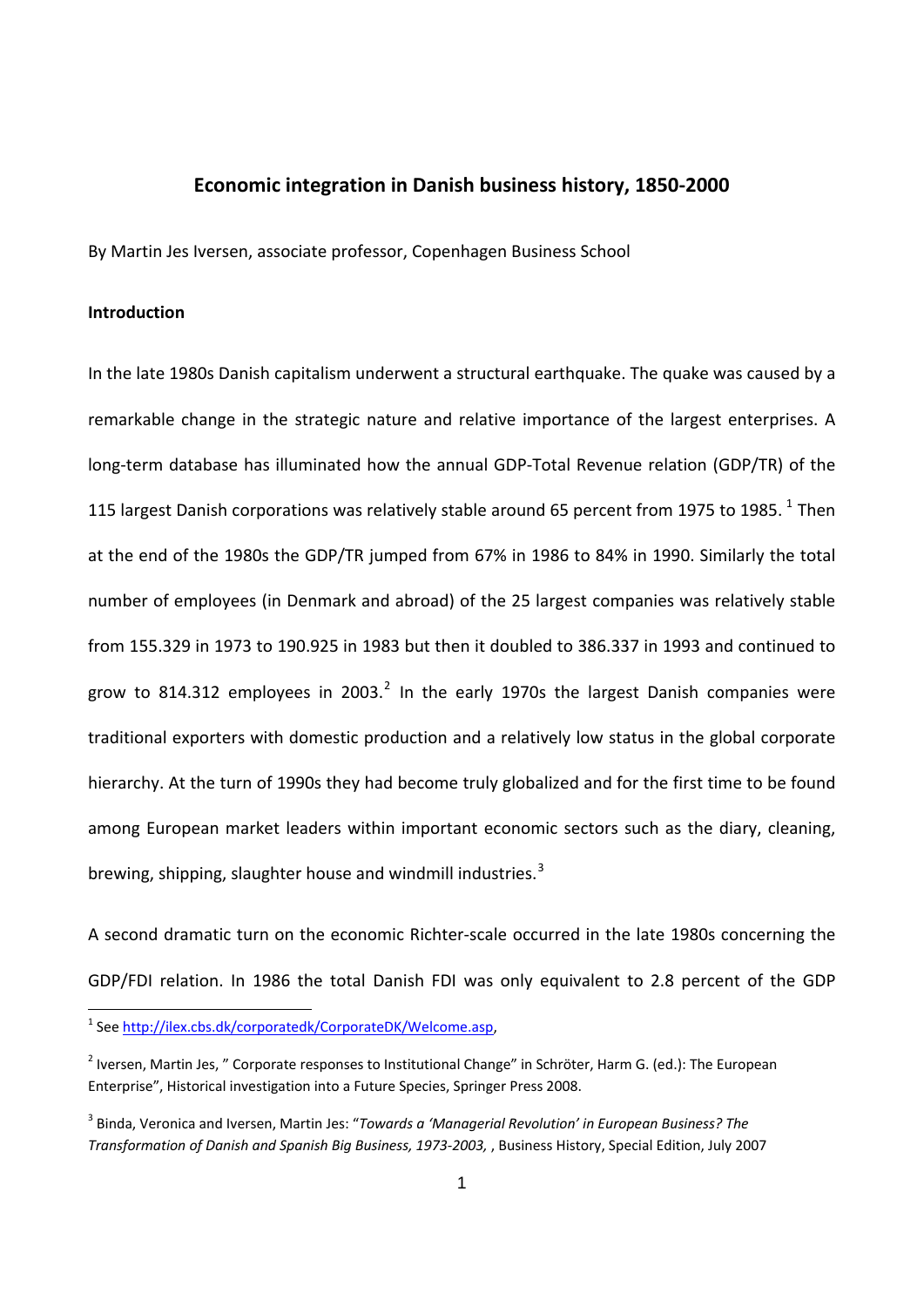# Economic integration in Danish business history, 1850-2000

By Martin Jes Iversen, associate professor, Copenhagen Business School

## Introduction

In the late 1980s Danish capitalism underwent a structural earthquake. The quake was caused by a remarkable change in the strategic nature and relative importance of the largest enterprises. A long-term database has illuminated how the annual GDP-Total Revenue relation (GDP/TR) of the 115 largest Danish corporations was relatively stable around 65 percent from 1975 to 1985. [1] Then at the end of the 1980s the GDP/TR jumped from 67% in 1986 to 84% in 1990. Similarly the total number of employees (in Denmark and abroad) of the 25 largest companies was relatively stable from 155.329 in 1973 to 190.925 in 1983 but then it doubled to 386.337 in 1993 and continued to grow to 814.312 employees in 2003.[2] In the early 1970s the largest Danish companies were traditional exporters with domestic production and a relatively low status in the global corporate hierarchy. At the turn of 1990s they had become truly globalized and for the first time to be found among European market leaders within important economic sectors such as the diary, cleaning, brewing, shipping, slaughter house and windmill industries.[3]

A second dramatic turn on the economic Richter-scale occurred in the late 1980s concerning the GDP/FDI relation. In 1986 the total Danish FDI was only equivalent to 2.8 percent of the GDP

---

[1] See http://ilex.cbs.dk/corporatedk/CorporateDK/Welcome.asp,

[2] Iversen, Martin Jes, " Corporate responses to Institutional Change" in Schröter, Harm G. (ed.): The European Enterprise", Historical investigation into a Future Species, Springer Press 2008.

[3] Binda, Veronica and Iversen, Martin Jes: "*Towards a 'Managerial Revolution' in European Business? The Transformation of Danish and Spanish Big Business, 1973-2003,* , Business History, Special Edition, July 2007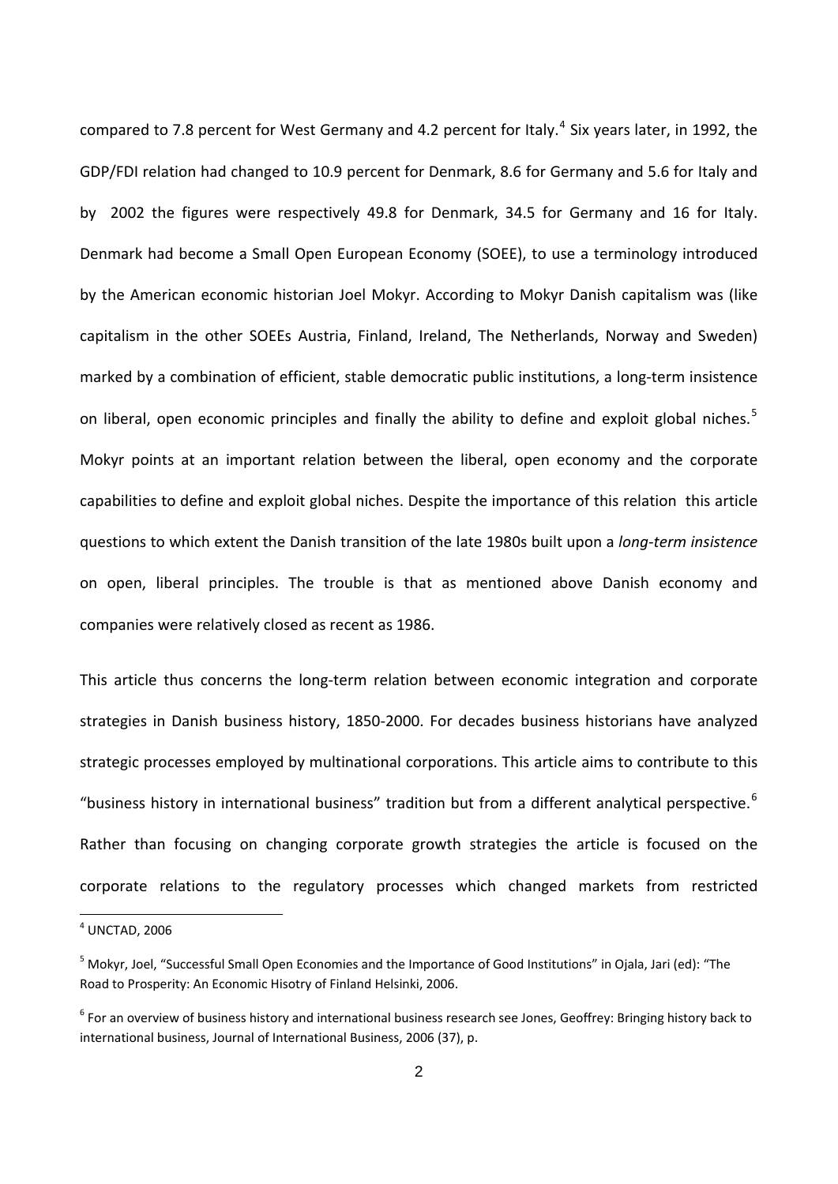compared to 7.8 percent for West Germany and 4.2 percent for Italy.[4] Six years later, in 1992, the GDP/FDI relation had changed to 10.9 percent for Denmark, 8.6 for Germany and 5.6 for Italy and by 2002 the figures were respectively 49.8 for Denmark, 34.5 for Germany and 16 for Italy. Denmark had become a Small Open European Economy (SOEE), to use a terminology introduced by the American economic historian Joel Mokyr. According to Mokyr Danish capitalism was (like capitalism in the other SOEEs Austria, Finland, Ireland, The Netherlands, Norway and Sweden) marked by a combination of efficient, stable democratic public institutions, a long-term insistence on liberal, open economic principles and finally the ability to define and exploit global niches.[5] Mokyr points at an important relation between the liberal, open economy and the corporate capabilities to define and exploit global niches. Despite the importance of this relation this article questions to which extent the Danish transition of the late 1980s built upon a *long-term insistence* on open, liberal principles. The trouble is that as mentioned above Danish economy and companies were relatively closed as recent as 1986.

This article thus concerns the long-term relation between economic integration and corporate strategies in Danish business history, 1850-2000. For decades business historians have analyzed strategic processes employed by multinational corporations. This article aims to contribute to this "business history in international business" tradition but from a different analytical perspective.[6] Rather than focusing on changing corporate growth strategies the article is focused on the corporate relations to the regulatory processes which changed markets from restricted

---

[4] UNCTAD, 2006

[5] Mokyr, Joel, "Successful Small Open Economies and the Importance of Good Institutions" in Ojala, Jari (ed): "The Road to Prosperity: An Economic Hisotry of Finland Helsinki, 2006.

[6] For an overview of business history and international business research see Jones, Geoffrey: Bringing history back to international business, Journal of International Business, 2006 (37), p.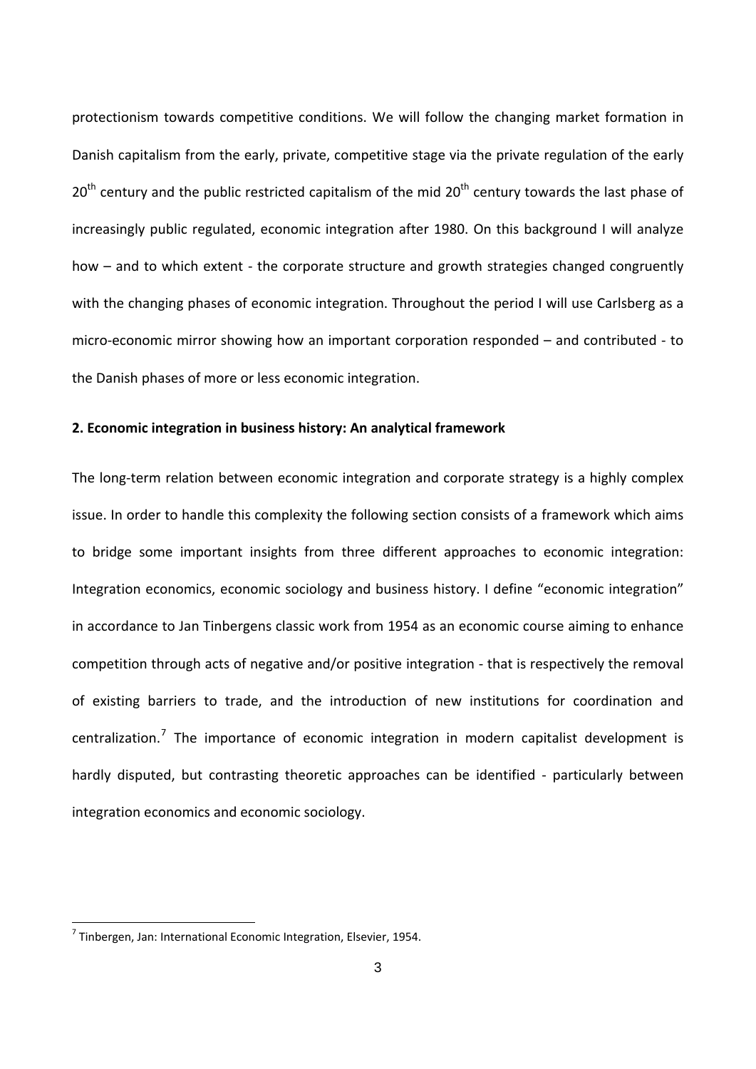protectionism towards competitive conditions. We will follow the changing market formation in Danish capitalism from the early, private, competitive stage via the private regulation of the early 20th century and the public restricted capitalism of the mid 20th century towards the last phase of increasingly public regulated, economic integration after 1980. On this background I will analyze how – and to which extent - the corporate structure and growth strategies changed congruently with the changing phases of economic integration. Throughout the period I will use Carlsberg as a micro-economic mirror showing how an important corporation responded – and contributed - to the Danish phases of more or less economic integration.

**2. Economic integration in business history: An analytical framework**

The long-term relation between economic integration and corporate strategy is a highly complex issue. In order to handle this complexity the following section consists of a framework which aims to bridge some important insights from three different approaches to economic integration: Integration economics, economic sociology and business history. I define "economic integration" in accordance to Jan Tinbergens classic work from 1954 as an economic course aiming to enhance competition through acts of negative and/or positive integration - that is respectively the removal of existing barriers to trade, and the introduction of new institutions for coordination and centralization.[7] The importance of economic integration in modern capitalist development is hardly disputed, but contrasting theoretic approaches can be identified - particularly between integration economics and economic sociology.

[7] Tinbergen, Jan: International Economic Integration, Elsevier, 1954.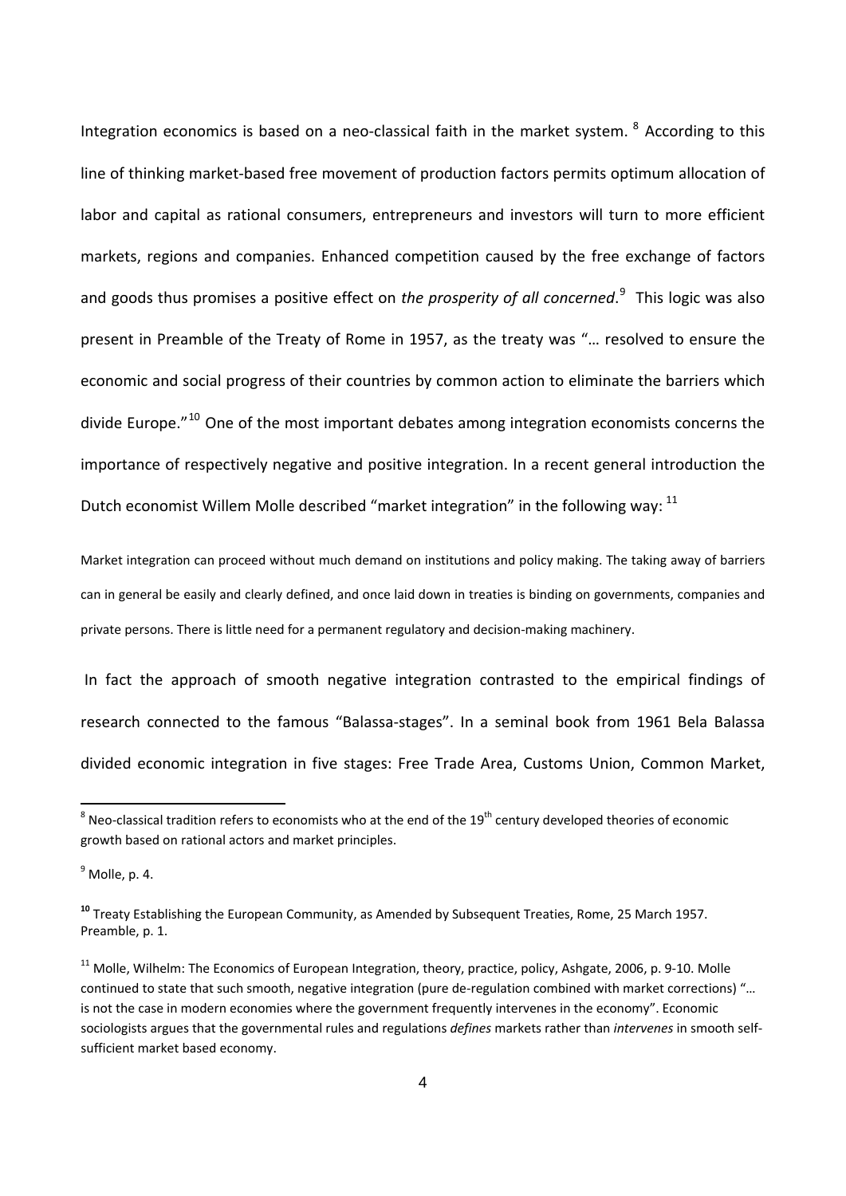Integration economics is based on a neo-classical faith in the market system. [8] According to this line of thinking market-based free movement of production factors permits optimum allocation of labor and capital as rational consumers, entrepreneurs and investors will turn to more efficient markets, regions and companies. Enhanced competition caused by the free exchange of factors and goods thus promises a positive effect on *the prosperity of all concerned*.[9] This logic was also present in Preamble of the Treaty of Rome in 1957, as the treaty was "… resolved to ensure the economic and social progress of their countries by common action to eliminate the barriers which divide Europe."[10] One of the most important debates among integration economists concerns the importance of respectively negative and positive integration. In a recent general introduction the Dutch economist Willem Molle described "market integration" in the following way: [11]

> Market integration can proceed without much demand on institutions and policy making. The taking away of barriers can in general be easily and clearly defined, and once laid down in treaties is binding on governments, companies and private persons. There is little need for a permanent regulatory and decision-making machinery.

In fact the approach of smooth negative integration contrasted to the empirical findings of research connected to the famous "Balassa-stages". In a seminal book from 1961 Bela Balassa divided economic integration in five stages: Free Trade Area, Customs Union, Common Market,

---

[8] Neo-classical tradition refers to economists who at the end of the 19th century developed theories of economic growth based on rational actors and market principles.

[9] Molle, p. 4.

[10] Treaty Establishing the European Community, as Amended by Subsequent Treaties, Rome, 25 March 1957. Preamble, p. 1.

[11] Molle, Wilhelm: The Economics of European Integration, theory, practice, policy, Ashgate, 2006, p. 9-10. Molle continued to state that such smooth, negative integration (pure de-regulation combined with market corrections) "… is not the case in modern economies where the government frequently intervenes in the economy". Economic sociologists argues that the governmental rules and regulations *defines* markets rather than *intervenes* in smooth self-sufficient market based economy.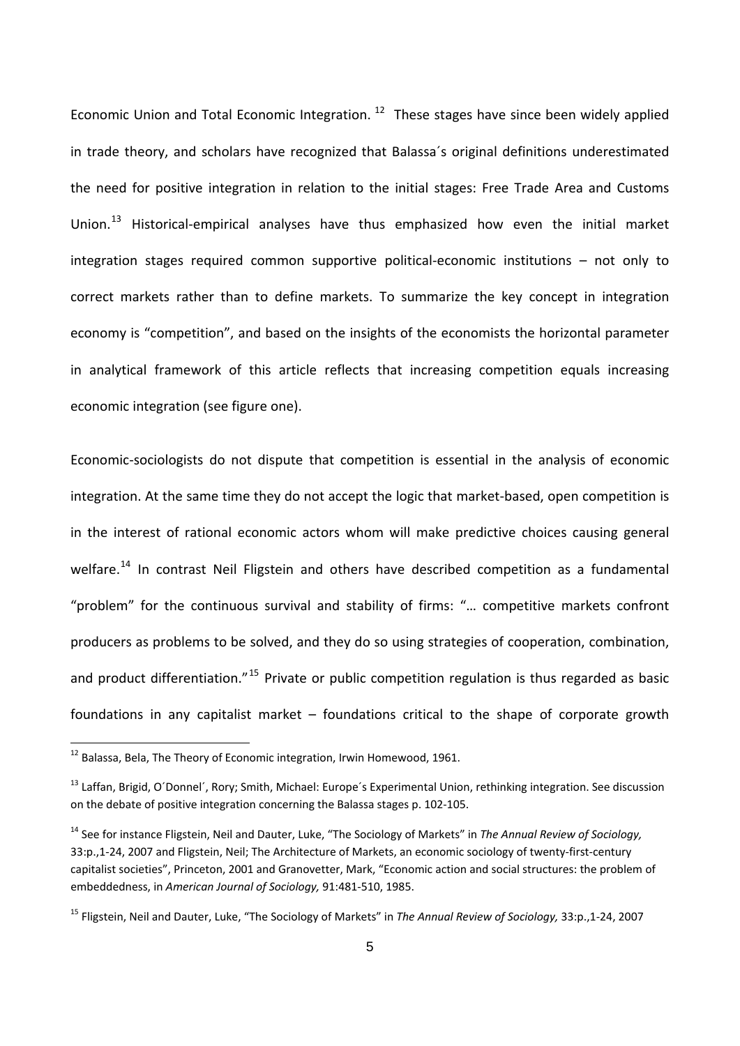Economic Union and Total Economic Integration. [12] These stages have since been widely applied in trade theory, and scholars have recognized that Balassa´s original definitions underestimated the need for positive integration in relation to the initial stages: Free Trade Area and Customs Union.[13] Historical-empirical analyses have thus emphasized how even the initial market integration stages required common supportive political-economic institutions – not only to correct markets rather than to define markets. To summarize the key concept in integration economy is "competition", and based on the insights of the economists the horizontal parameter in analytical framework of this article reflects that increasing competition equals increasing economic integration (see figure one).

Economic-sociologists do not dispute that competition is essential in the analysis of economic integration. At the same time they do not accept the logic that market-based, open competition is in the interest of rational economic actors whom will make predictive choices causing general welfare.[14] In contrast Neil Fligstein and others have described competition as a fundamental "problem" for the continuous survival and stability of firms: "… competitive markets confront producers as problems to be solved, and they do so using strategies of cooperation, combination, and product differentiation."[15] Private or public competition regulation is thus regarded as basic foundations in any capitalist market – foundations critical to the shape of corporate growth

---

[12] Balassa, Bela, The Theory of Economic integration, Irwin Homewood, 1961.

[13] Laffan, Brigid, O´Donnel´, Rory; Smith, Michael: Europe´s Experimental Union, rethinking integration. See discussion on the debate of positive integration concerning the Balassa stages p. 102-105.

[14] See for instance Fligstein, Neil and Dauter, Luke, "The Sociology of Markets" in *The Annual Review of Sociology,* 33:p.,1-24, 2007 and Fligstein, Neil; The Architecture of Markets, an economic sociology of twenty-first-century capitalist societies", Princeton, 2001 and Granovetter, Mark, "Economic action and social structures: the problem of embeddedness, in *American Journal of Sociology,* 91:481-510, 1985.

[15] Fligstein, Neil and Dauter, Luke, "The Sociology of Markets" in *The Annual Review of Sociology,* 33:p.,1-24, 2007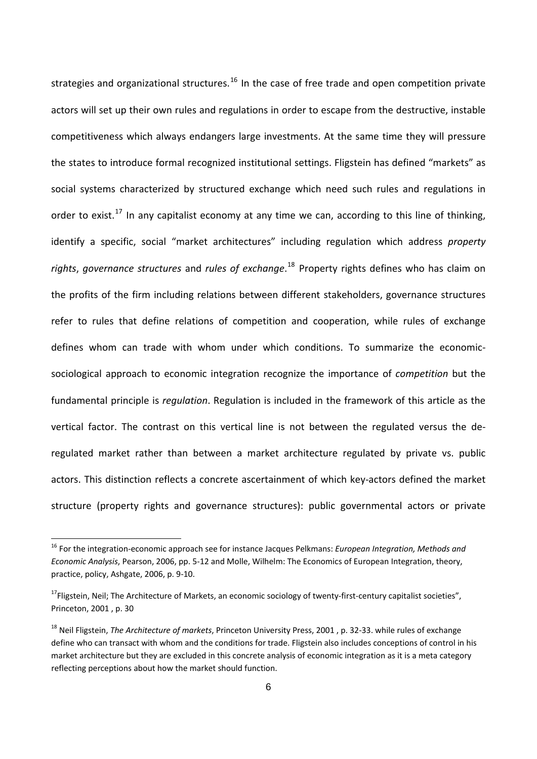strategies and organizational structures.[16] In the case of free trade and open competition private actors will set up their own rules and regulations in order to escape from the destructive, instable competitiveness which always endangers large investments. At the same time they will pressure the states to introduce formal recognized institutional settings. Fligstein has defined "markets" as social systems characterized by structured exchange which need such rules and regulations in order to exist.[17] In any capitalist economy at any time we can, according to this line of thinking, identify a specific, social "market architectures" including regulation which address *property rights*, *governance structures* and *rules of exchange*.[18] Property rights defines who has claim on the profits of the firm including relations between different stakeholders, governance structures refer to rules that define relations of competition and cooperation, while rules of exchange defines whom can trade with whom under which conditions. To summarize the economic-sociological approach to economic integration recognize the importance of *competition* but the fundamental principle is *regulation*. Regulation is included in the framework of this article as the vertical factor. The contrast on this vertical line is not between the regulated versus the de-regulated market rather than between a market architecture regulated by private vs. public actors. This distinction reflects a concrete ascertainment of which key-actors defined the market structure (property rights and governance structures): public governmental actors or private

---

[16] For the integration-economic approach see for instance Jacques Pelkmans: *European Integration, Methods and Economic Analysis*, Pearson, 2006, pp. 5-12 and Molle, Wilhelm: The Economics of European Integration, theory, practice, policy, Ashgate, 2006, p. 9-10.

[17] Fligstein, Neil; The Architecture of Markets, an economic sociology of twenty-first-century capitalist societies", Princeton, 2001 , p. 30

[18] Neil Fligstein, *The Architecture of markets*, Princeton University Press, 2001 , p. 32-33. while rules of exchange define who can transact with whom and the conditions for trade. Fligstein also includes conceptions of control in his market architecture but they are excluded in this concrete analysis of economic integration as it is a meta category reflecting perceptions about how the market should function.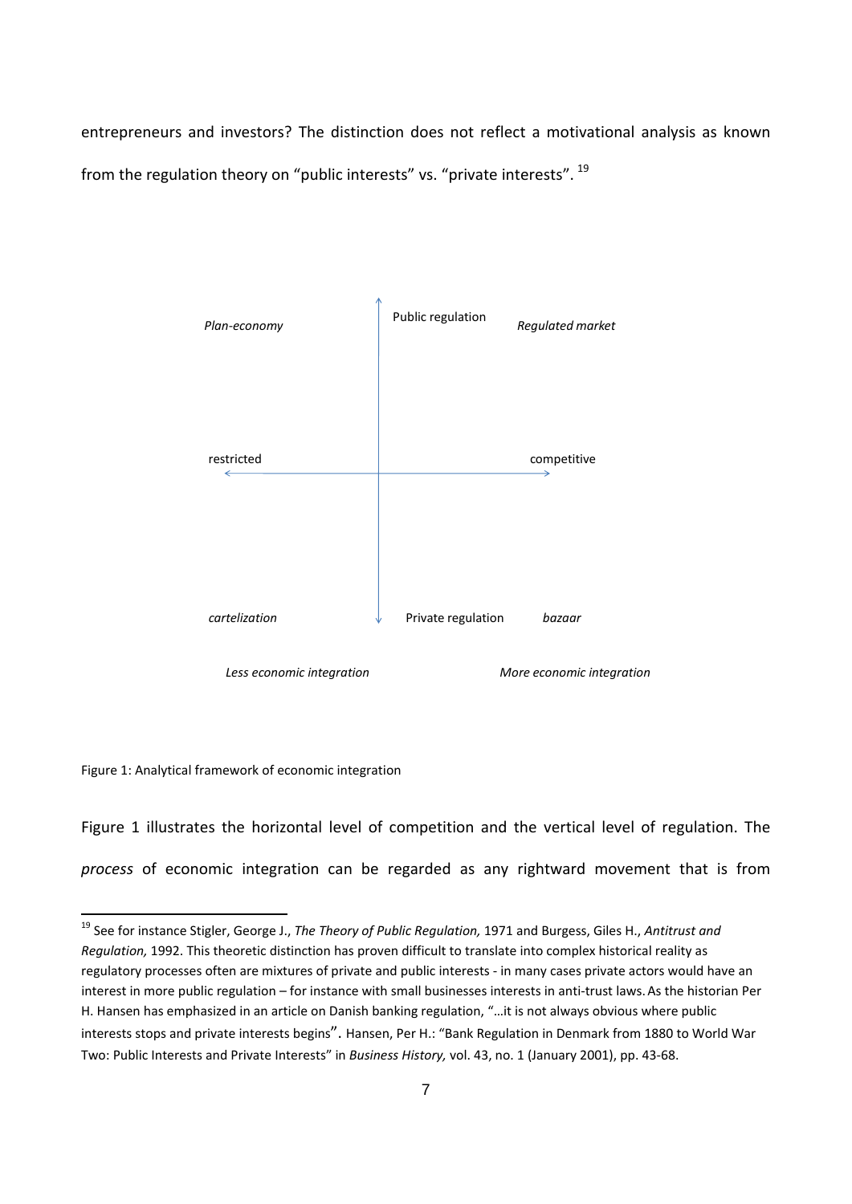entrepreneurs and investors? The distinction does not reflect a motivational analysis as known from the regulation theory on "public interests" vs. "private interests". [19]

| *Plan-economy* | Public regulation | *Regulated market* |
|---|---|---|
| restricted | | competitive |
| *cartelization* | Private regulation | *bazaar* |
| *Less economic integration* | | *More economic integration* |

Figure 1: Analytical framework of economic integration

Figure 1 illustrates the horizontal level of competition and the vertical level of regulation. The *process* of economic integration can be regarded as any rightward movement that is from

---

[19] See for instance Stigler, George J., *The Theory of Public Regulation,* 1971 and Burgess, Giles H., *Antitrust and Regulation,* 1992. This theoretic distinction has proven difficult to translate into complex historical reality as regulatory processes often are mixtures of private and public interests - in many cases private actors would have an interest in more public regulation – for instance with small businesses interests in anti-trust laws. As the historian Per H. Hansen has emphasized in an article on Danish banking regulation, "…it is not always obvious where public interests stops and private interests begins". Hansen, Per H.: "Bank Regulation in Denmark from 1880 to World War Two: Public Interests and Private Interests" in *Business History,* vol. 43, no. 1 (January 2001), pp. 43-68.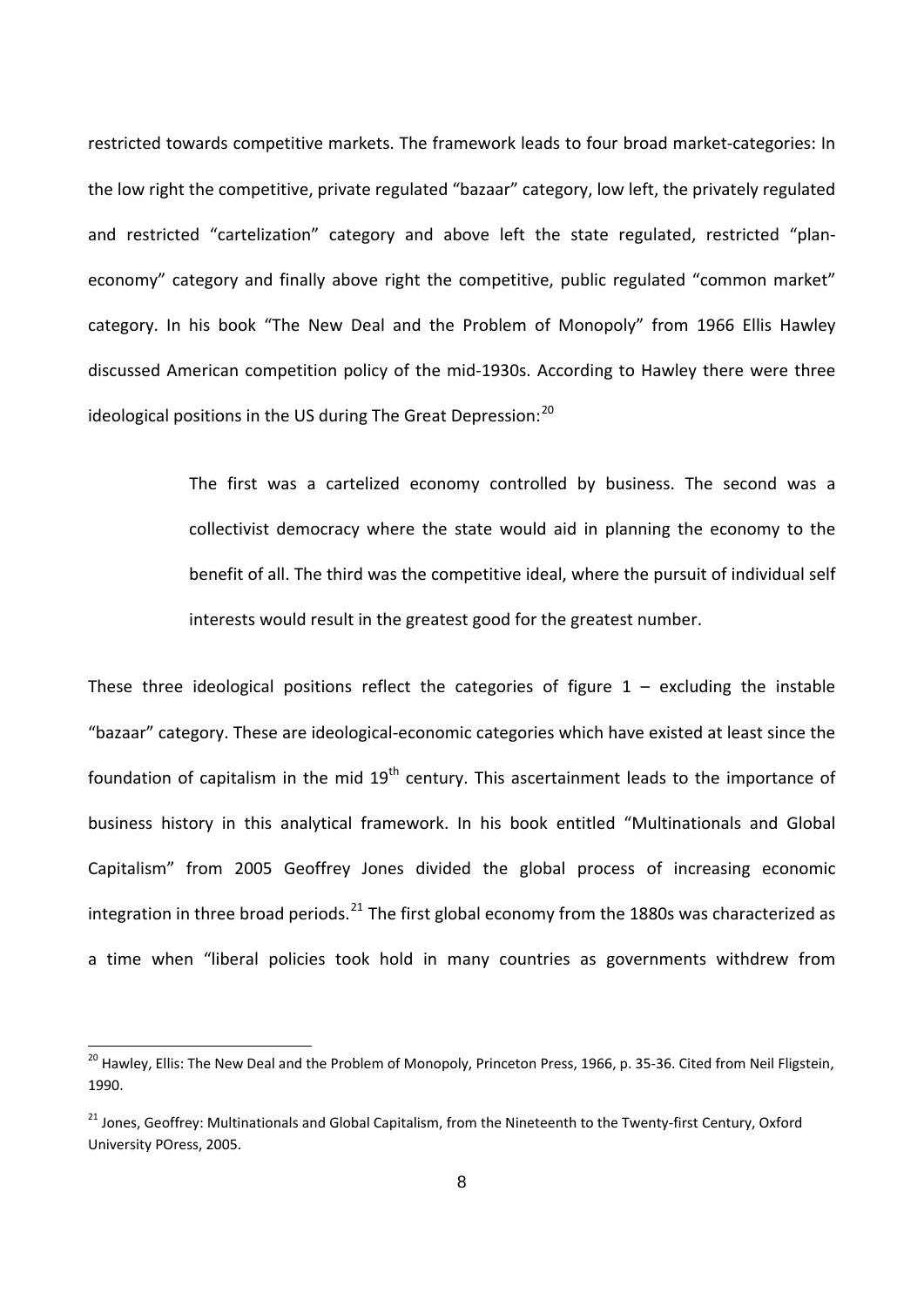restricted towards competitive markets. The framework leads to four broad market-categories: In the low right the competitive, private regulated "bazaar" category, low left, the privately regulated and restricted "cartelization" category and above left the state regulated, restricted "plan-economy" category and finally above right the competitive, public regulated "common market" category. In his book "The New Deal and the Problem of Monopoly" from 1966 Ellis Hawley discussed American competition policy of the mid-1930s. According to Hawley there were three ideological positions in the US during The Great Depression:[20]

> The first was a cartelized economy controlled by business. The second was a collectivist democracy where the state would aid in planning the economy to the benefit of all. The third was the competitive ideal, where the pursuit of individual self interests would result in the greatest good for the greatest number.

These three ideological positions reflect the categories of figure 1 – excluding the instable "bazaar" category. These are ideological-economic categories which have existed at least since the foundation of capitalism in the mid 19th century. This ascertainment leads to the importance of business history in this analytical framework. In his book entitled "Multinationals and Global Capitalism" from 2005 Geoffrey Jones divided the global process of increasing economic integration in three broad periods.[21] The first global economy from the 1880s was characterized as a time when "liberal policies took hold in many countries as governments withdrew from

---

[20] Hawley, Ellis: The New Deal and the Problem of Monopoly, Princeton Press, 1966, p. 35-36. Cited from Neil Fligstein, 1990.

[21] Jones, Geoffrey: Multinationals and Global Capitalism, from the Nineteenth to the Twenty-first Century, Oxford University POress, 2005.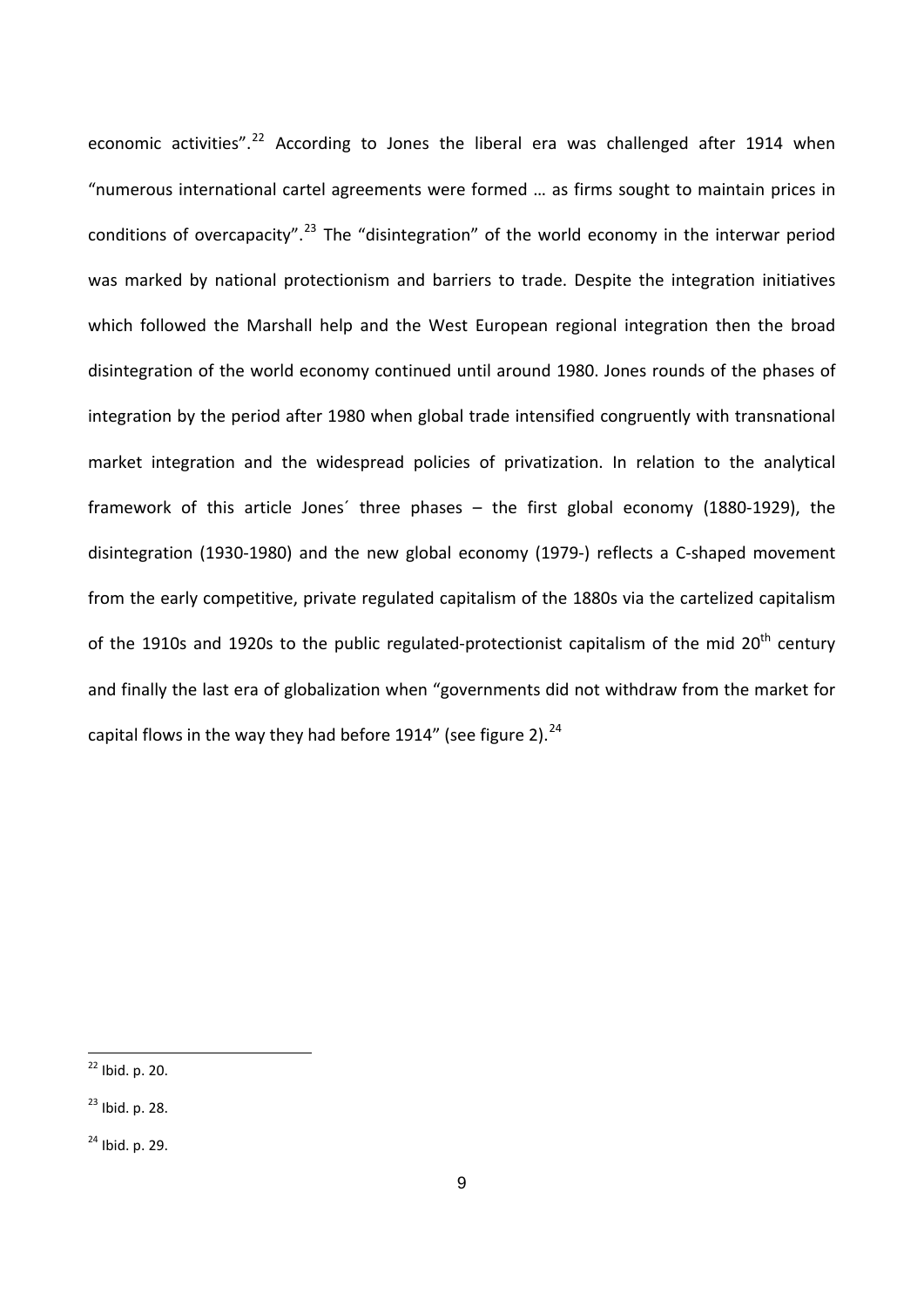economic activities".[22] According to Jones the liberal era was challenged after 1914 when "numerous international cartel agreements were formed … as firms sought to maintain prices in conditions of overcapacity".[23] The "disintegration" of the world economy in the interwar period was marked by national protectionism and barriers to trade. Despite the integration initiatives which followed the Marshall help and the West European regional integration then the broad disintegration of the world economy continued until around 1980. Jones rounds of the phases of integration by the period after 1980 when global trade intensified congruently with transnational market integration and the widespread policies of privatization. In relation to the analytical framework of this article Jones´ three phases – the first global economy (1880-1929), the disintegration (1930-1980) and the new global economy (1979-) reflects a C-shaped movement from the early competitive, private regulated capitalism of the 1880s via the cartelized capitalism of the 1910s and 1920s to the public regulated-protectionist capitalism of the mid 20th century and finally the last era of globalization when "governments did not withdraw from the market for capital flows in the way they had before 1914" (see figure 2).[24]

---

[22] Ibid. p. 20.

[23] Ibid. p. 28.

[24] Ibid. p. 29.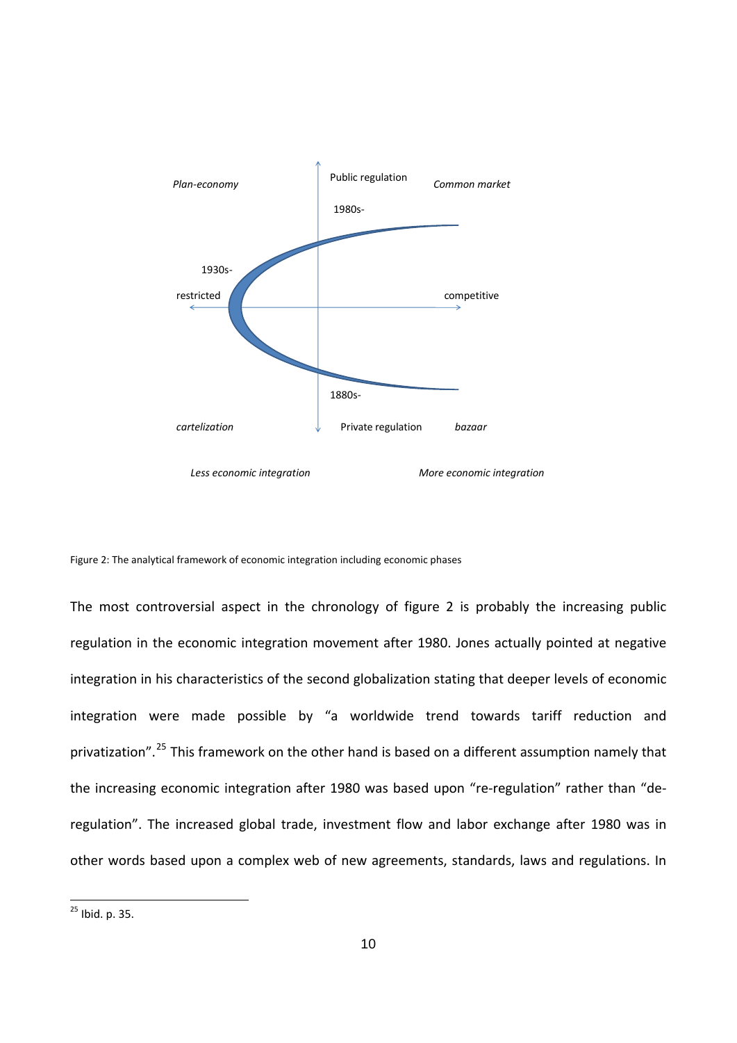Plan-economy

Public regulation

Common market

1980s-

1930s-

restricted

competitive

1880s-

cartelization

Private regulation

bazaar

Less economic integration

More economic integration

Figure 2: The analytical framework of economic integration including economic phases

The most controversial aspect in the chronology of figure 2 is probably the increasing public regulation in the economic integration movement after 1980. Jones actually pointed at negative integration in his characteristics of the second globalization stating that deeper levels of economic integration were made possible by "a worldwide trend towards tariff reduction and privatization".[25] This framework on the other hand is based on a different assumption namely that the increasing economic integration after 1980 was based upon "re-regulation" rather than "de-regulation". The increased global trade, investment flow and labor exchange after 1980 was in other words based upon a complex web of new agreements, standards, laws and regulations. In

[25] Ibid. p. 35.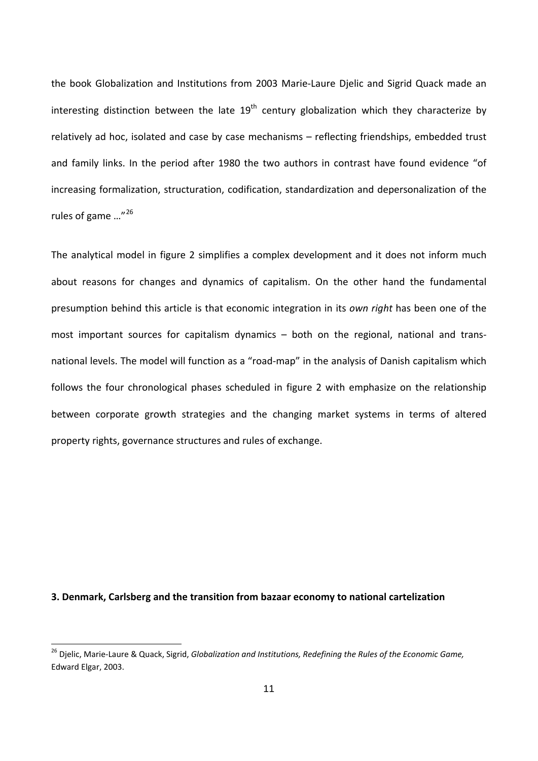the book Globalization and Institutions from 2003 Marie-Laure Djelic and Sigrid Quack made an interesting distinction between the late 19$^{th}$ century globalization which they characterize by relatively ad hoc, isolated and case by case mechanisms – reflecting friendships, embedded trust and family links. In the period after 1980 the two authors in contrast have found evidence "of increasing formalization, structuration, codification, standardization and depersonalization of the rules of game …"[26]

The analytical model in figure 2 simplifies a complex development and it does not inform much about reasons for changes and dynamics of capitalism. On the other hand the fundamental presumption behind this article is that economic integration in its *own right* has been one of the most important sources for capitalism dynamics – both on the regional, national and trans-national levels. The model will function as a "road-map" in the analysis of Danish capitalism which follows the four chronological phases scheduled in figure 2 with emphasize on the relationship between corporate growth strategies and the changing market systems in terms of altered property rights, governance structures and rules of exchange.

### 3. Denmark, Carlsberg and the transition from bazaar economy to national cartelization

[26] Djelic, Marie-Laure & Quack, Sigrid, *Globalization and Institutions, Redefining the Rules of the Economic Game,* Edward Elgar, 2003.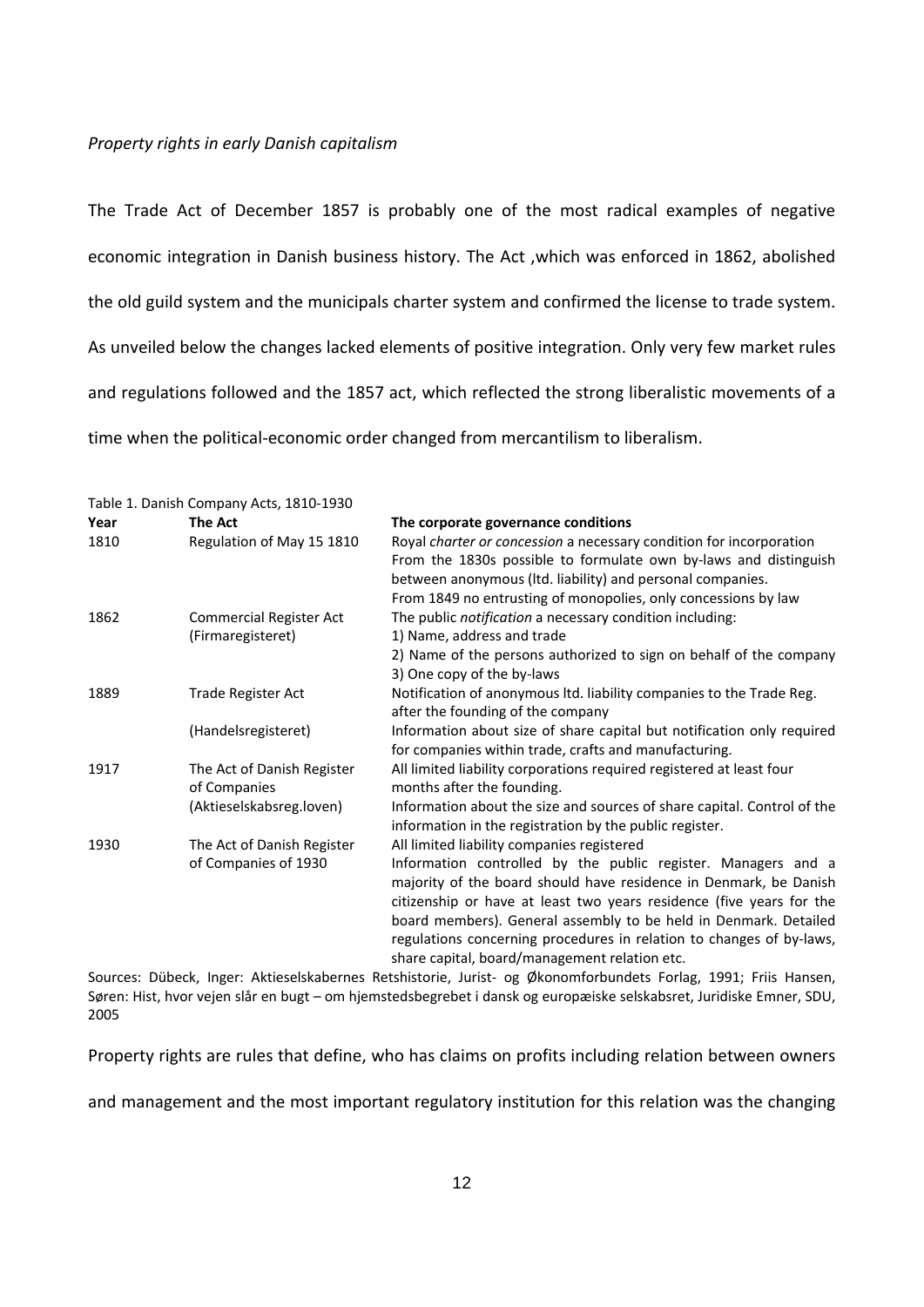*Property rights in early Danish capitalism*

The Trade Act of December 1857 is probably one of the most radical examples of negative economic integration in Danish business history. The Act ,which was enforced in 1862, abolished the old guild system and the municipals charter system and confirmed the license to trade system. As unveiled below the changes lacked elements of positive integration. Only very few market rules and regulations followed and the 1857 act, which reflected the strong liberalistic movements of a time when the political-economic order changed from mercantilism to liberalism.

Table 1. Danish Company Acts, 1810-1930

| Year | The Act | The corporate governance conditions |
|---|---|---|
| 1810 | Regulation of May 15 1810 | Royal *charter or concession* a necessary condition for incorporation<br>From the 1830s possible to formulate own by-laws and distinguish between anonymous (ltd. liability) and personal companies.<br>From 1849 no entrusting of monopolies, only concessions by law |
| 1862 | Commercial Register Act (Firmaregisteret) | The public *notification* a necessary condition including:<br>1) Name, address and trade<br>2) Name of the persons authorized to sign on behalf of the company<br>3) One copy of the by-laws |
| 1889 | Trade Register Act (Handelsregisteret) | Notification of anonymous ltd. liability companies to the Trade Reg. after the founding of the company<br>Information about size of share capital but notification only required for companies within trade, crafts and manufacturing. |
| 1917 | The Act of Danish Register of Companies (Aktieselskabsreg.loven) | All limited liability corporations required registered at least four months after the founding.<br>Information about the size and sources of share capital. Control of the information in the registration by the public register. |
| 1930 | The Act of Danish Register of Companies of 1930 | All limited liability companies registered<br>Information controlled by the public register. Managers and a majority of the board should have residence in Denmark, be Danish citizenship or have at least two years residence (five years for the board members). General assembly to be held in Denmark. Detailed regulations concerning procedures in relation to changes of by-laws, share capital, board/management relation etc. |

Sources: Dübeck, Inger: Aktieselskabernes Retshistorie, Jurist- og Økonomforbundets Forlag, 1991; Friis Hansen, Søren: Hist, hvor vejen slår en bugt – om hjemstedsbegrebet i dansk og europæiske selskabsret, Juridiske Emner, SDU, 2005

Property rights are rules that define, who has claims on profits including relation between owners and management and the most important regulatory institution for this relation was the changing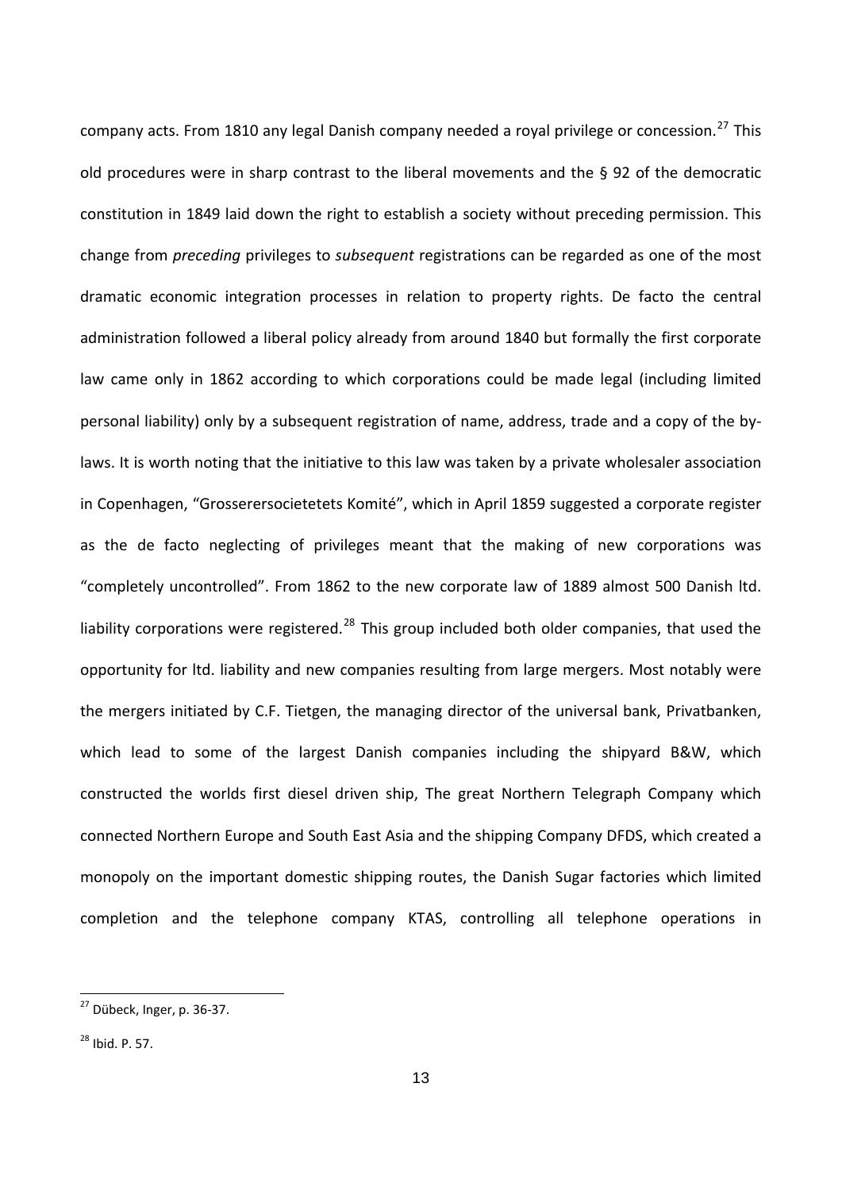company acts. From 1810 any legal Danish company needed a royal privilege or concession.[27] This old procedures were in sharp contrast to the liberal movements and the § 92 of the democratic constitution in 1849 laid down the right to establish a society without preceding permission. This change from *preceding* privileges to *subsequent* registrations can be regarded as one of the most dramatic economic integration processes in relation to property rights. De facto the central administration followed a liberal policy already from around 1840 but formally the first corporate law came only in 1862 according to which corporations could be made legal (including limited personal liability) only by a subsequent registration of name, address, trade and a copy of the by-laws. It is worth noting that the initiative to this law was taken by a private wholesaler association in Copenhagen, "Grosserersocietetets Komité", which in April 1859 suggested a corporate register as the de facto neglecting of privileges meant that the making of new corporations was "completely uncontrolled". From 1862 to the new corporate law of 1889 almost 500 Danish ltd. liability corporations were registered.[28] This group included both older companies, that used the opportunity for ltd. liability and new companies resulting from large mergers. Most notably were the mergers initiated by C.F. Tietgen, the managing director of the universal bank, Privatbanken, which lead to some of the largest Danish companies including the shipyard B&W, which constructed the worlds first diesel driven ship, The great Northern Telegraph Company which connected Northern Europe and South East Asia and the shipping Company DFDS, which created a monopoly on the important domestic shipping routes, the Danish Sugar factories which limited completion and the telephone company KTAS, controlling all telephone operations in

---

[27] Dübeck, Inger, p. 36-37.

[28] Ibid. P. 57.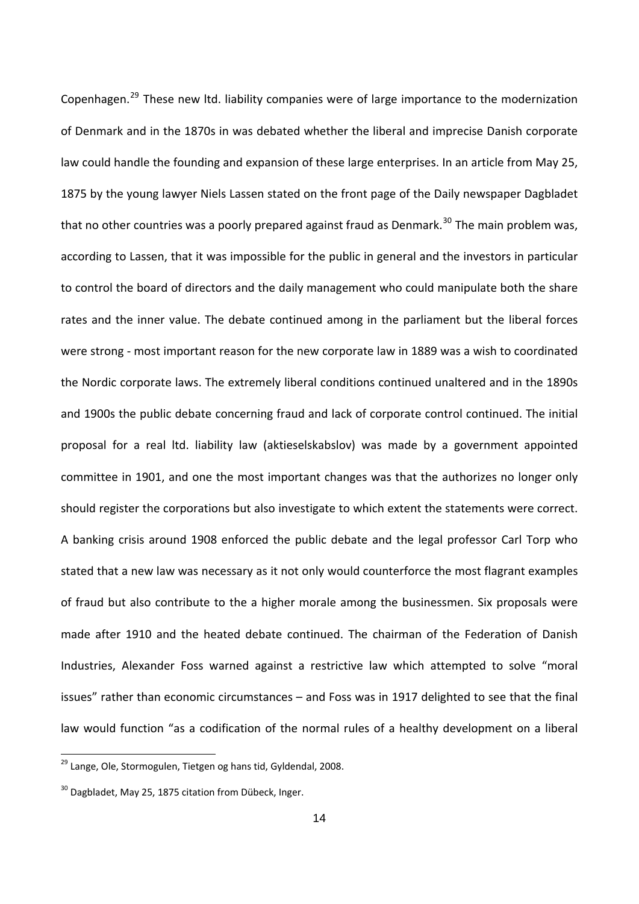Copenhagen.[29] These new ltd. liability companies were of large importance to the modernization of Denmark and in the 1870s in was debated whether the liberal and imprecise Danish corporate law could handle the founding and expansion of these large enterprises. In an article from May 25, 1875 by the young lawyer Niels Lassen stated on the front page of the Daily newspaper Dagbladet that no other countries was a poorly prepared against fraud as Denmark.[30] The main problem was, according to Lassen, that it was impossible for the public in general and the investors in particular to control the board of directors and the daily management who could manipulate both the share rates and the inner value. The debate continued among in the parliament but the liberal forces were strong - most important reason for the new corporate law in 1889 was a wish to coordinated the Nordic corporate laws. The extremely liberal conditions continued unaltered and in the 1890s and 1900s the public debate concerning fraud and lack of corporate control continued. The initial proposal for a real ltd. liability law (aktieselskabslov) was made by a government appointed committee in 1901, and one the most important changes was that the authorizes no longer only should register the corporations but also investigate to which extent the statements were correct. A banking crisis around 1908 enforced the public debate and the legal professor Carl Torp who stated that a new law was necessary as it not only would counterforce the most flagrant examples of fraud but also contribute to the a higher morale among the businessmen. Six proposals were made after 1910 and the heated debate continued. The chairman of the Federation of Danish Industries, Alexander Foss warned against a restrictive law which attempted to solve "moral issues" rather than economic circumstances – and Foss was in 1917 delighted to see that the final law would function "as a codification of the normal rules of a healthy development on a liberal

[29] Lange, Ole, Stormogulen, Tietgen og hans tid, Gyldendal, 2008.

[30] Dagbladet, May 25, 1875 citation from Dübeck, Inger.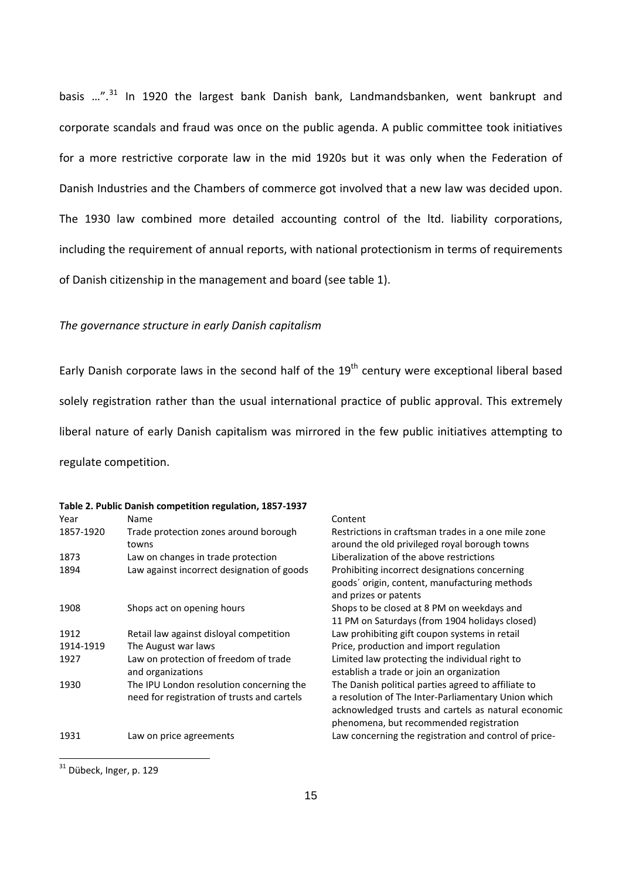basis …".[31] In 1920 the largest bank Danish bank, Landmandsbanken, went bankrupt and corporate scandals and fraud was once on the public agenda. A public committee took initiatives for a more restrictive corporate law in the mid 1920s but it was only when the Federation of Danish Industries and the Chambers of commerce got involved that a new law was decided upon. The 1930 law combined more detailed accounting control of the ltd. liability corporations, including the requirement of annual reports, with national protectionism in terms of requirements of Danish citizenship in the management and board (see table 1).

*The governance structure in early Danish capitalism*

Early Danish corporate laws in the second half of the 19th century were exceptional liberal based solely registration rather than the usual international practice of public approval. This extremely liberal nature of early Danish capitalism was mirrored in the few public initiatives attempting to regulate competition.

**Table 2. Public Danish competition regulation, 1857-1937**

| Year | Name | Content |
|---|---|---|
| 1857-1920 | Trade protection zones around borough towns | Restrictions in craftsman trades in a one mile zone around the old privileged royal borough towns |
| 1873 | Law on changes in trade protection | Liberalization of the above restrictions |
| 1894 | Law against incorrect designation of goods | Prohibiting incorrect designations concerning goods´ origin, content, manufacturing methods and prizes or patents |
| 1908 | Shops act on opening hours | Shops to be closed at 8 PM on weekdays and 11 PM on Saturdays (from 1904 holidays closed) |
| 1912 | Retail law against disloyal competition | Law prohibiting gift coupon systems in retail |
| 1914-1919 | The August war laws | Price, production and import regulation |
| 1927 | Law on protection of freedom of trade and organizations | Limited law protecting the individual right to establish a trade or join an organization |
| 1930 | The IPU London resolution concerning the need for registration of trusts and cartels | The Danish political parties agreed to affiliate to a resolution of The Inter-Parliamentary Union which acknowledged trusts and cartels as natural economic phenomena, but recommended registration |
| 1931 | Law on price agreements | Law concerning the registration and control of price- |

[31] Dübeck, Inger, p. 129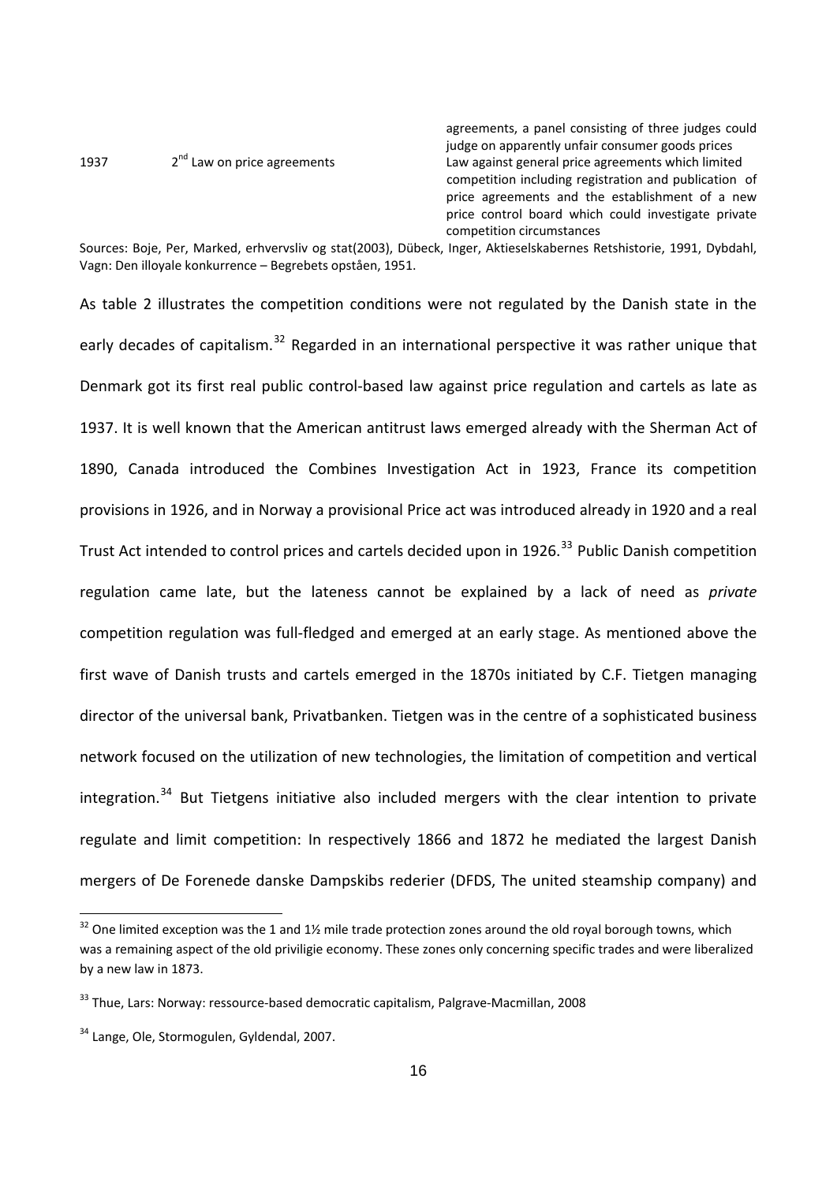| | | |
|---|---|---|
| | | agreements, a panel consisting of three judges could judge on apparently unfair consumer goods prices |
| 1937 | 2nd Law on price agreements | Law against general price agreements which limited competition including registration and publication of price agreements and the establishment of a new price control board which could investigate private competition circumstances |

Sources: Boje, Per, Marked, erhvervsliv og stat(2003), Dübeck, Inger, Aktieselskabernes Retshistorie, 1991, Dybdahl, Vagn: Den illoyale konkurrence – Begrebets opståen, 1951.

As table 2 illustrates the competition conditions were not regulated by the Danish state in the early decades of capitalism.[32] Regarded in an international perspective it was rather unique that Denmark got its first real public control-based law against price regulation and cartels as late as 1937. It is well known that the American antitrust laws emerged already with the Sherman Act of 1890, Canada introduced the Combines Investigation Act in 1923, France its competition provisions in 1926, and in Norway a provisional Price act was introduced already in 1920 and a real Trust Act intended to control prices and cartels decided upon in 1926.[33] Public Danish competition regulation came late, but the lateness cannot be explained by a lack of need as *private* competition regulation was full-fledged and emerged at an early stage. As mentioned above the first wave of Danish trusts and cartels emerged in the 1870s initiated by C.F. Tietgen managing director of the universal bank, Privatbanken. Tietgen was in the centre of a sophisticated business network focused on the utilization of new technologies, the limitation of competition and vertical integration.[34] But Tietgens initiative also included mergers with the clear intention to private regulate and limit competition: In respectively 1866 and 1872 he mediated the largest Danish mergers of De Forenede danske Dampskibs rederier (DFDS, The united steamship company) and

[32] One limited exception was the 1 and 1½ mile trade protection zones around the old royal borough towns, which was a remaining aspect of the old priviligie economy. These zones only concerning specific trades and were liberalized by a new law in 1873.

[33] Thue, Lars: Norway: ressource-based democratic capitalism, Palgrave-Macmillan, 2008

[34] Lange, Ole, Stormogulen, Gyldendal, 2007.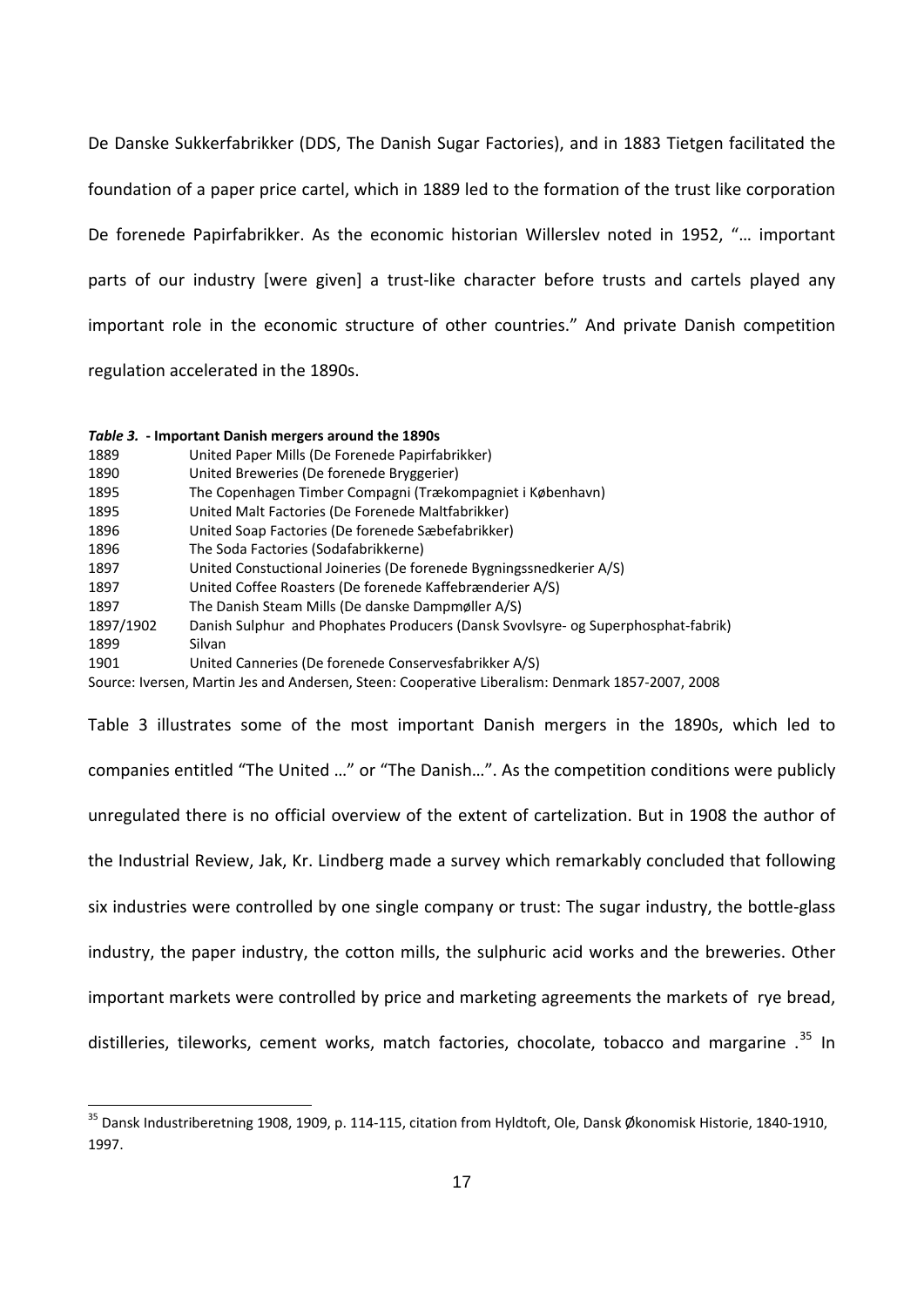De Danske Sukkerfabrikker (DDS, The Danish Sugar Factories), and in 1883 Tietgen facilitated the foundation of a paper price cartel, which in 1889 led to the formation of the trust like corporation De forenede Papirfabrikker. As the economic historian Willerslev noted in 1952, "… important parts of our industry [were given] a trust-like character before trusts and cartels played any important role in the economic structure of other countries." And private Danish competition regulation accelerated in the 1890s.

***Table 3.*** **- Important Danish mergers around the 1890s**

| | |
|---|---|
| 1889 | United Paper Mills (De Forenede Papirfabrikker) |
| 1890 | United Breweries (De forenede Bryggerier) |
| 1895 | The Copenhagen Timber Compagni (Trækompagniet i København) |
| 1895 | United Malt Factories (De Forenede Maltfabrikker) |
| 1896 | United Soap Factories (De forenede Sæbefabrikker) |
| 1896 | The Soda Factories (Sodafabrikkerne) |
| 1897 | United Constuctional Joineries (De forenede Bygningssnedkerier A/S) |
| 1897 | United Coffee Roasters (De forenede Kaffebrænderier A/S) |
| 1897 | The Danish Steam Mills (De danske Dampmøller A/S) |
| 1897/1902 | Danish Sulphur and Phophates Producers (Dansk Svovlsyre- og Superphosphat-fabrik) |
| 1899 | Silvan |
| 1901 | United Canneries (De forenede Conservesfabrikker A/S) |

Source: Iversen, Martin Jes and Andersen, Steen: Cooperative Liberalism: Denmark 1857-2007, 2008

Table 3 illustrates some of the most important Danish mergers in the 1890s, which led to companies entitled "The United …" or "The Danish…". As the competition conditions were publicly unregulated there is no official overview of the extent of cartelization. But in 1908 the author of the Industrial Review, Jak, Kr. Lindberg made a survey which remarkably concluded that following six industries were controlled by one single company or trust: The sugar industry, the bottle-glass industry, the paper industry, the cotton mills, the sulphuric acid works and the breweries. Other important markets were controlled by price and marketing agreements the markets of rye bread, distilleries, tileworks, cement works, match factories, chocolate, tobacco and margarine .[35] In

[35] Dansk Industriberetning 1908, 1909, p. 114-115, citation from Hyldtoft, Ole, Dansk Økonomisk Historie, 1840-1910, 1997.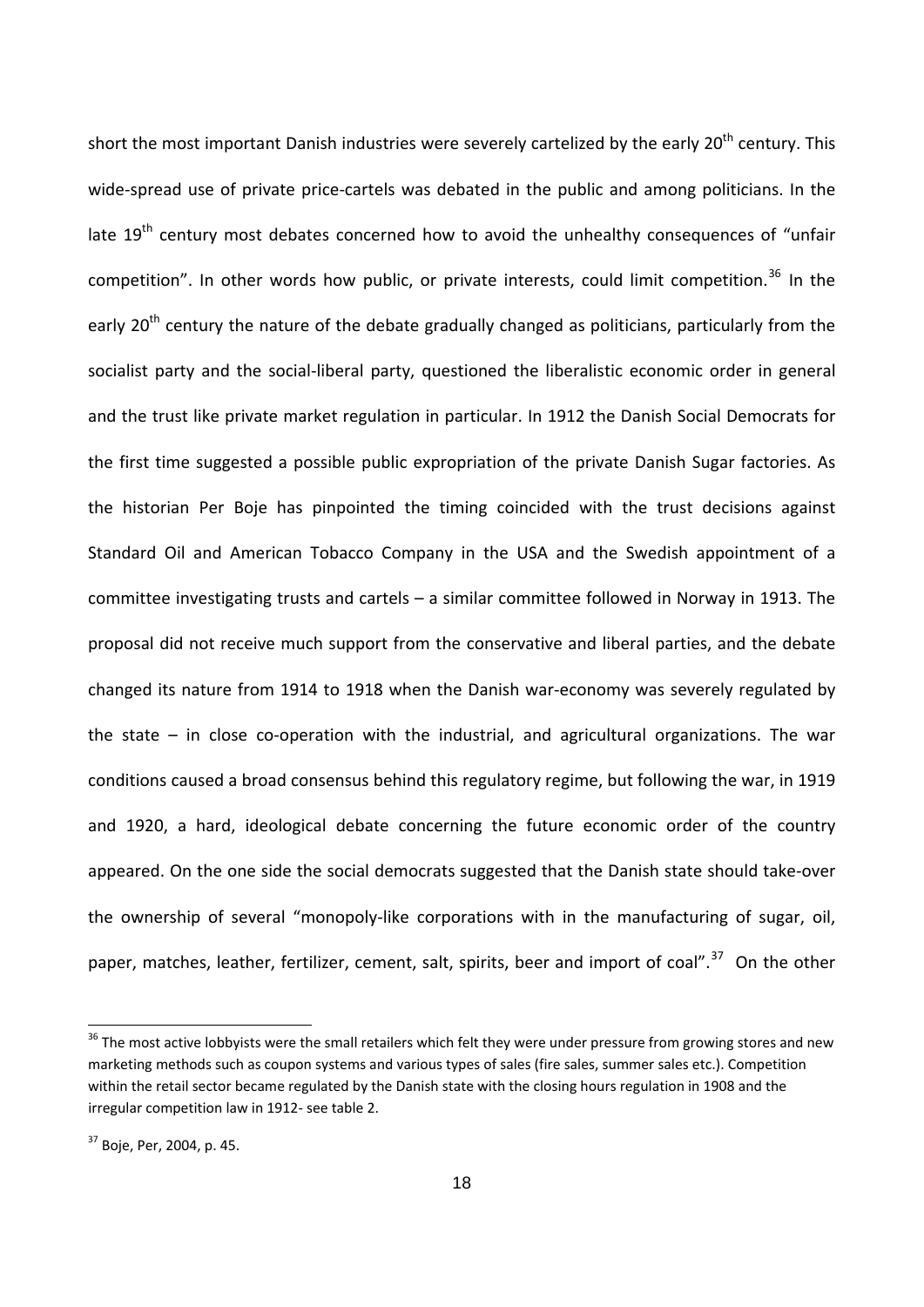short the most important Danish industries were severely cartelized by the early 20th century. This wide-spread use of private price-cartels was debated in the public and among politicians. In the late 19th century most debates concerned how to avoid the unhealthy consequences of "unfair competition". In other words how public, or private interests, could limit competition.[36] In the early 20th century the nature of the debate gradually changed as politicians, particularly from the socialist party and the social-liberal party, questioned the liberalistic economic order in general and the trust like private market regulation in particular. In 1912 the Danish Social Democrats for the first time suggested a possible public expropriation of the private Danish Sugar factories. As the historian Per Boje has pinpointed the timing coincided with the trust decisions against Standard Oil and American Tobacco Company in the USA and the Swedish appointment of a committee investigating trusts and cartels – a similar committee followed in Norway in 1913. The proposal did not receive much support from the conservative and liberal parties, and the debate changed its nature from 1914 to 1918 when the Danish war-economy was severely regulated by the state – in close co-operation with the industrial, and agricultural organizations. The war conditions caused a broad consensus behind this regulatory regime, but following the war, in 1919 and 1920, a hard, ideological debate concerning the future economic order of the country appeared. On the one side the social democrats suggested that the Danish state should take-over the ownership of several "monopoly-like corporations with in the manufacturing of sugar, oil, paper, matches, leather, fertilizer, cement, salt, spirits, beer and import of coal".[37] On the other

---

[36] The most active lobbyists were the small retailers which felt they were under pressure from growing stores and new marketing methods such as coupon systems and various types of sales (fire sales, summer sales etc.). Competition within the retail sector became regulated by the Danish state with the closing hours regulation in 1908 and the irregular competition law in 1912- see table 2.

[37] Boje, Per, 2004, p. 45.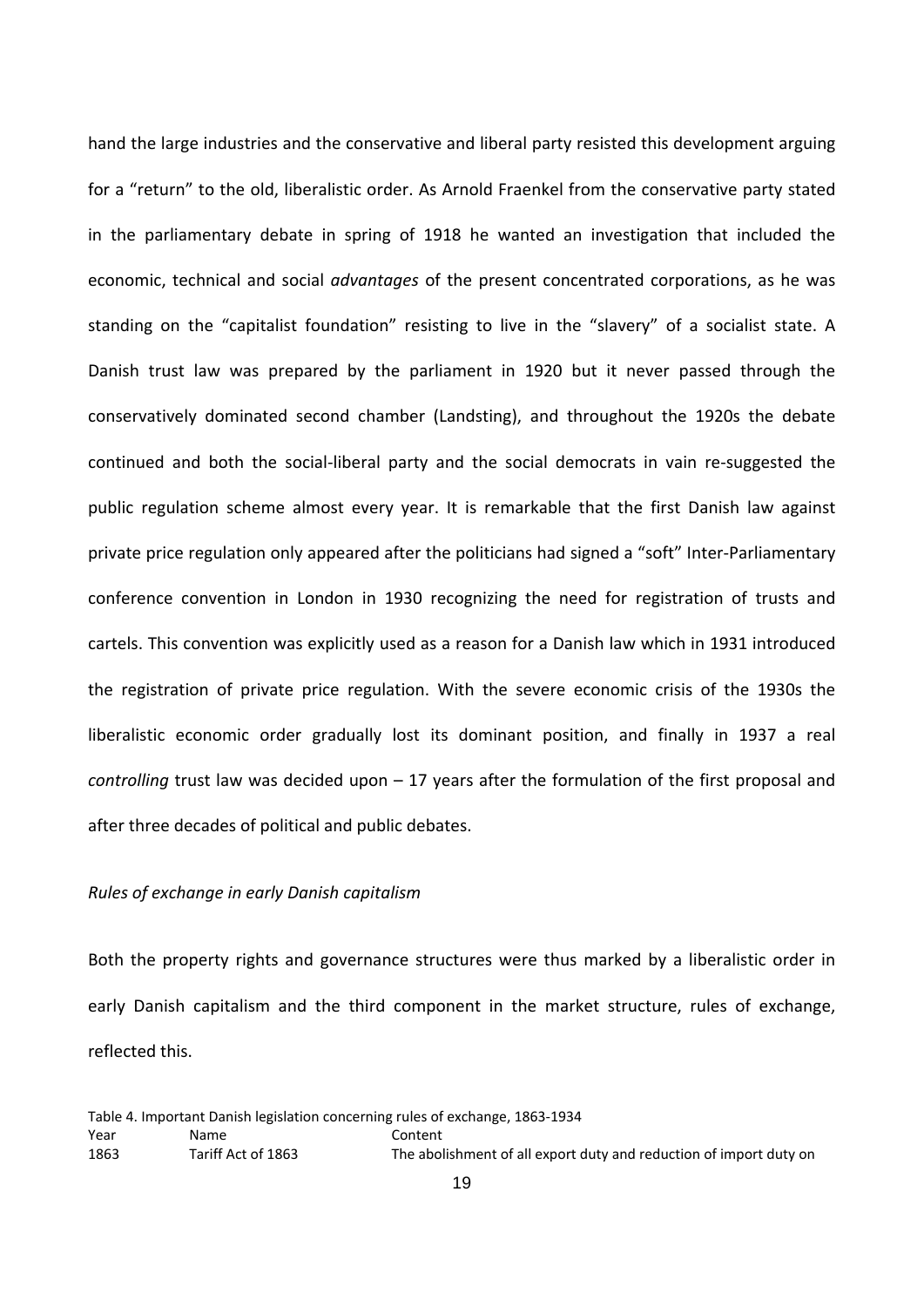hand the large industries and the conservative and liberal party resisted this development arguing for a "return" to the old, liberalistic order. As Arnold Fraenkel from the conservative party stated in the parliamentary debate in spring of 1918 he wanted an investigation that included the economic, technical and social *advantages* of the present concentrated corporations, as he was standing on the "capitalist foundation" resisting to live in the "slavery" of a socialist state. A Danish trust law was prepared by the parliament in 1920 but it never passed through the conservatively dominated second chamber (Landsting), and throughout the 1920s the debate continued and both the social-liberal party and the social democrats in vain re-suggested the public regulation scheme almost every year. It is remarkable that the first Danish law against private price regulation only appeared after the politicians had signed a "soft" Inter-Parliamentary conference convention in London in 1930 recognizing the need for registration of trusts and cartels. This convention was explicitly used as a reason for a Danish law which in 1931 introduced the registration of private price regulation. With the severe economic crisis of the 1930s the liberalistic economic order gradually lost its dominant position, and finally in 1937 a real *controlling* trust law was decided upon – 17 years after the formulation of the first proposal and after three decades of political and public debates.

*Rules of exchange in early Danish capitalism*

Both the property rights and governance structures were thus marked by a liberalistic order in early Danish capitalism and the third component in the market structure, rules of exchange, reflected this.

Table 4. Important Danish legislation concerning rules of exchange, 1863-1934

| Year | Name | Content |
|---|---|---|
| 1863 | Tariff Act of 1863 | The abolishment of all export duty and reduction of import duty on |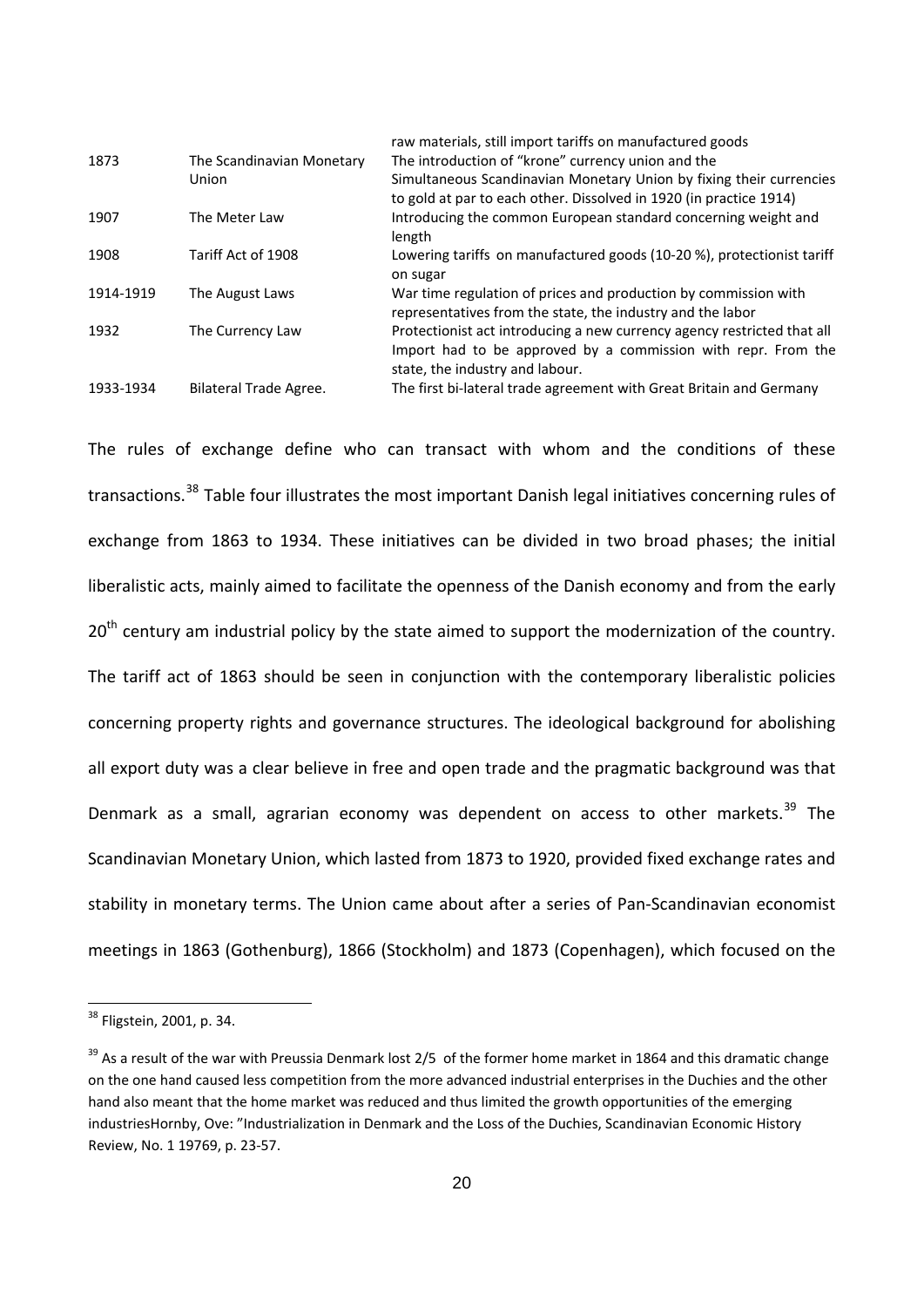| | | |
|---|---|---|
| | | raw materials, still import tariffs on manufactured goods |
| 1873 | The Scandinavian Monetary Union | The introduction of "krone" currency union and the Simultaneous Scandinavian Monetary Union by fixing their currencies to gold at par to each other. Dissolved in 1920 (in practice 1914) |
| 1907 | The Meter Law | Introducing the common European standard concerning weight and length |
| 1908 | Tariff Act of 1908 | Lowering tariffs on manufactured goods (10-20 %), protectionist tariff on sugar |
| 1914-1919 | The August Laws | War time regulation of prices and production by commission with representatives from the state, the industry and the labor |
| 1932 | The Currency Law | Protectionist act introducing a new currency agency restricted that all Import had to be approved by a commission with repr. From the state, the industry and labour. |
| 1933-1934 | Bilateral Trade Agree. | The first bi-lateral trade agreement with Great Britain and Germany |

The rules of exchange define who can transact with whom and the conditions of these transactions.[38] Table four illustrates the most important Danish legal initiatives concerning rules of exchange from 1863 to 1934. These initiatives can be divided in two broad phases; the initial liberalistic acts, mainly aimed to facilitate the openness of the Danish economy and from the early 20th century am industrial policy by the state aimed to support the modernization of the country. The tariff act of 1863 should be seen in conjunction with the contemporary liberalistic policies concerning property rights and governance structures. The ideological background for abolishing all export duty was a clear believe in free and open trade and the pragmatic background was that Denmark as a small, agrarian economy was dependent on access to other markets.[39] The Scandinavian Monetary Union, which lasted from 1873 to 1920, provided fixed exchange rates and stability in monetary terms. The Union came about after a series of Pan-Scandinavian economist meetings in 1863 (Gothenburg), 1866 (Stockholm) and 1873 (Copenhagen), which focused on the

---

[38] Fligstein, 2001, p. 34.

[39] As a result of the war with Preussia Denmark lost 2/5 of the former home market in 1864 and this dramatic change on the one hand caused less competition from the more advanced industrial enterprises in the Duchies and the other hand also meant that the home market was reduced and thus limited the growth opportunities of the emerging industriesHornby, Ove: "Industrialization in Denmark and the Loss of the Duchies, Scandinavian Economic History Review, No. 1 19769, p. 23-57.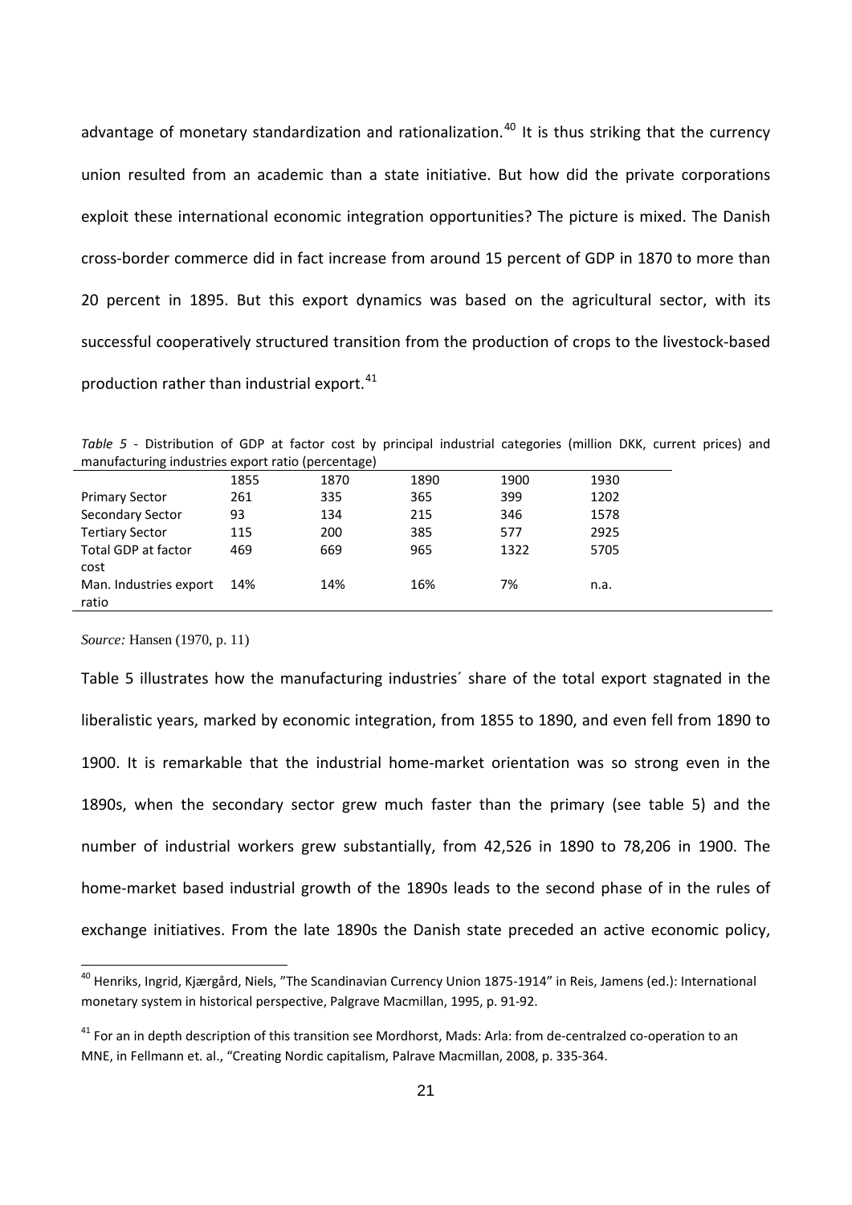advantage of monetary standardization and rationalization.[40] It is thus striking that the currency union resulted from an academic than a state initiative. But how did the private corporations exploit these international economic integration opportunities? The picture is mixed. The Danish cross-border commerce did in fact increase from around 15 percent of GDP in 1870 to more than 20 percent in 1895. But this export dynamics was based on the agricultural sector, with its successful cooperatively structured transition from the production of crops to the livestock-based production rather than industrial export.[41]

*Table 5* - Distribution of GDP at factor cost by principal industrial categories (million DKK, current prices) and manufacturing industries export ratio (percentage)

| | 1855 | 1870 | 1890 | 1900 | 1930 |
|---|---|---|---|---|---|
| Primary Sector | 261 | 335 | 365 | 399 | 1202 |
| Secondary Sector | 93 | 134 | 215 | 346 | 1578 |
| Tertiary Sector | 115 | 200 | 385 | 577 | 2925 |
| Total GDP at factor cost | 469 | 669 | 965 | 1322 | 5705 |
| Man. Industries export ratio | 14% | 14% | 16% | 7% | n.a. |

*Source:* Hansen (1970, p. 11)

Table 5 illustrates how the manufacturing industries´ share of the total export stagnated in the liberalistic years, marked by economic integration, from 1855 to 1890, and even fell from 1890 to 1900. It is remarkable that the industrial home-market orientation was so strong even in the 1890s, when the secondary sector grew much faster than the primary (see table 5) and the number of industrial workers grew substantially, from 42,526 in 1890 to 78,206 in 1900. The home-market based industrial growth of the 1890s leads to the second phase of in the rules of exchange initiatives. From the late 1890s the Danish state preceded an active economic policy,

[40] Henriks, Ingrid, Kjærgård, Niels, "The Scandinavian Currency Union 1875-1914" in Reis, Jamens (ed.): International monetary system in historical perspective, Palgrave Macmillan, 1995, p. 91-92.

[41] For an in depth description of this transition see Mordhorst, Mads: Arla: from de-centralzed co-operation to an MNE, in Fellmann et. al., "Creating Nordic capitalism, Palrave Macmillan, 2008, p. 335-364.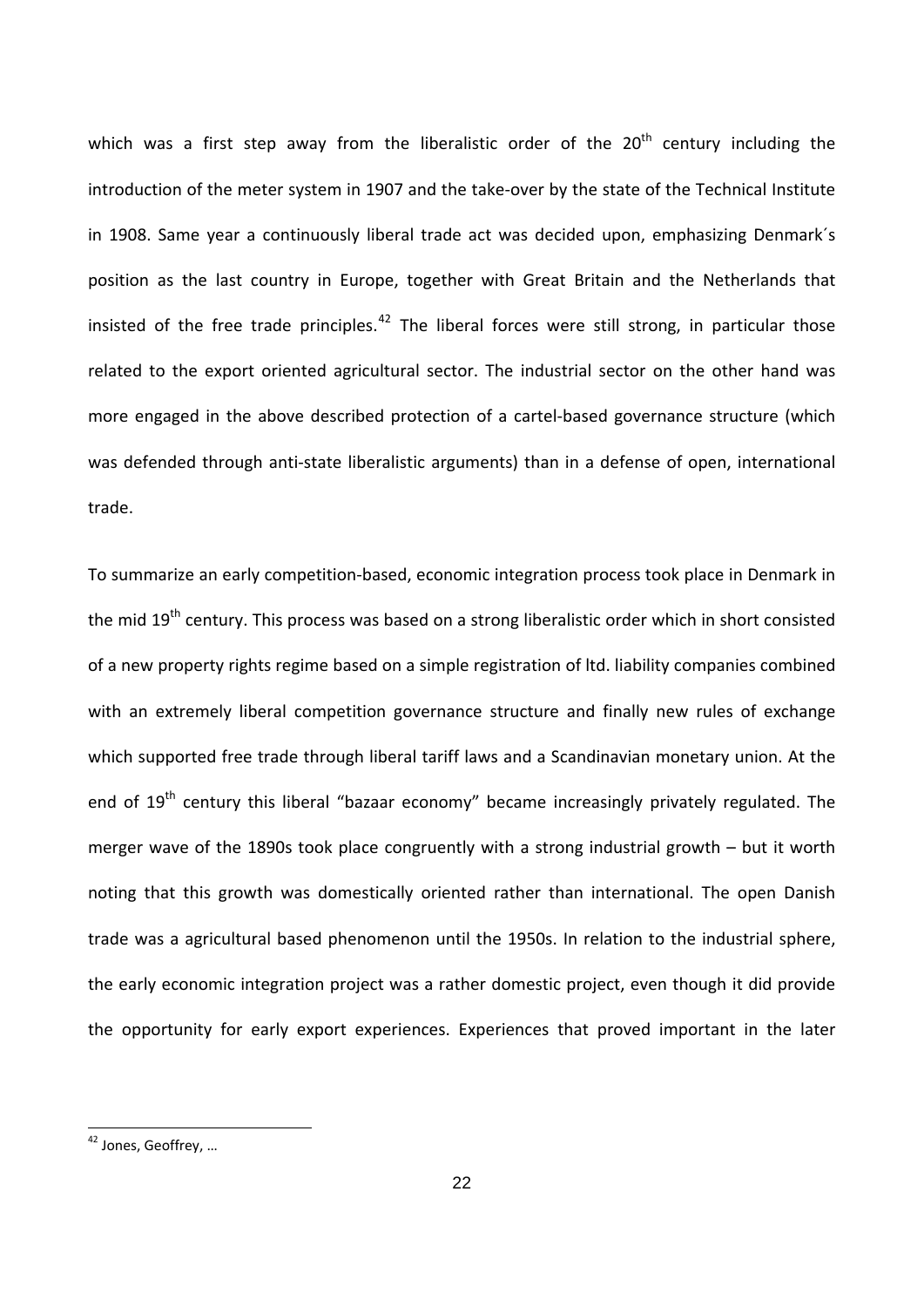which was a first step away from the liberalistic order of the 20th century including the introduction of the meter system in 1907 and the take-over by the state of the Technical Institute in 1908. Same year a continuously liberal trade act was decided upon, emphasizing Denmark´s position as the last country in Europe, together with Great Britain and the Netherlands that insisted of the free trade principles.[42] The liberal forces were still strong, in particular those related to the export oriented agricultural sector. The industrial sector on the other hand was more engaged in the above described protection of a cartel-based governance structure (which was defended through anti-state liberalistic arguments) than in a defense of open, international trade.

To summarize an early competition-based, economic integration process took place in Denmark in the mid 19th century. This process was based on a strong liberalistic order which in short consisted of a new property rights regime based on a simple registration of ltd. liability companies combined with an extremely liberal competition governance structure and finally new rules of exchange which supported free trade through liberal tariff laws and a Scandinavian monetary union. At the end of 19th century this liberal "bazaar economy" became increasingly privately regulated. The merger wave of the 1890s took place congruently with a strong industrial growth – but it worth noting that this growth was domestically oriented rather than international. The open Danish trade was a agricultural based phenomenon until the 1950s. In relation to the industrial sphere, the early economic integration project was a rather domestic project, even though it did provide the opportunity for early export experiences. Experiences that proved important in the later

---

[42] Jones, Geoffrey, …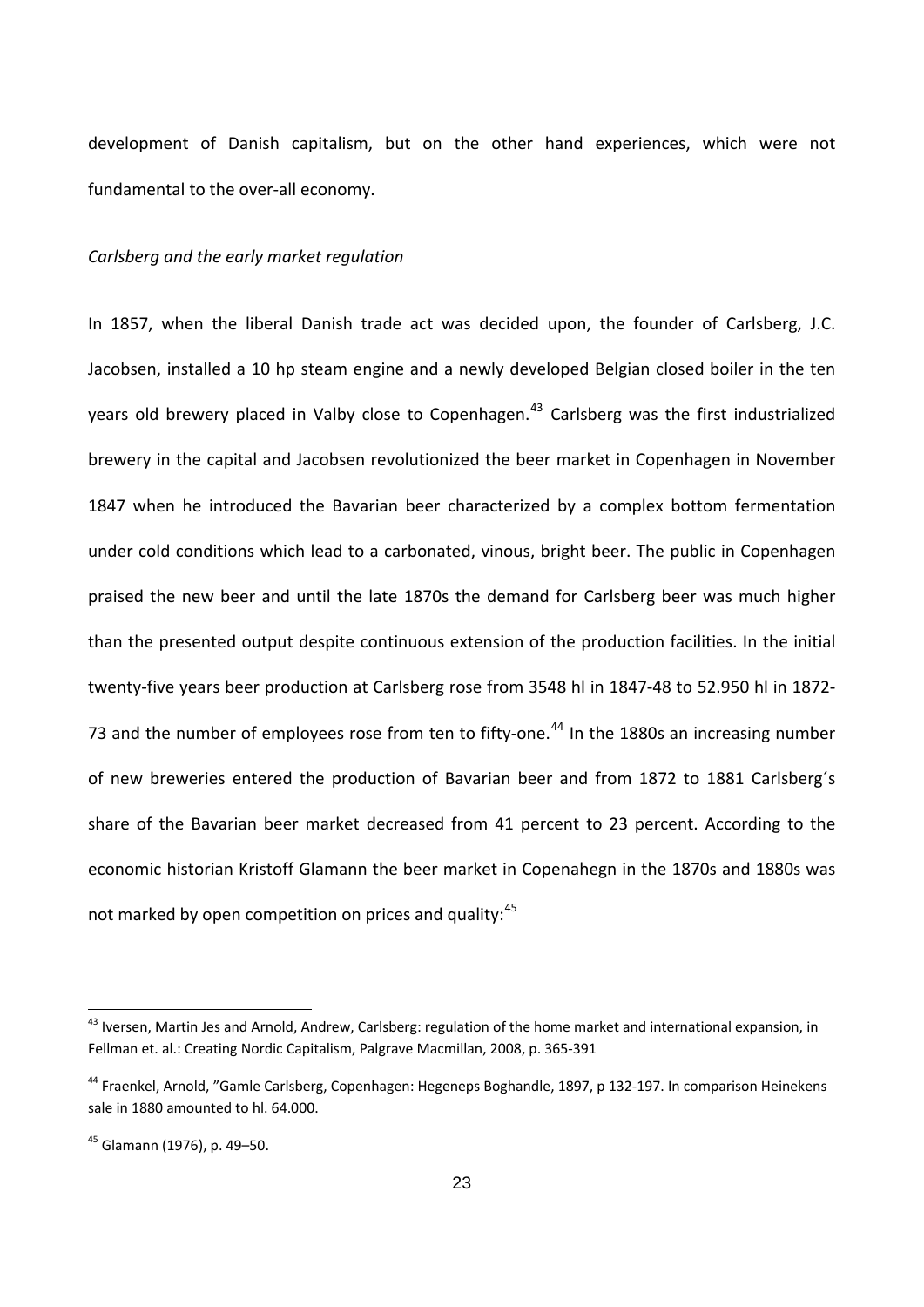development of Danish capitalism, but on the other hand experiences, which were not fundamental to the over-all economy.

*Carlsberg and the early market regulation*

In 1857, when the liberal Danish trade act was decided upon, the founder of Carlsberg, J.C. Jacobsen, installed a 10 hp steam engine and a newly developed Belgian closed boiler in the ten years old brewery placed in Valby close to Copenhagen.[43] Carlsberg was the first industrialized brewery in the capital and Jacobsen revolutionized the beer market in Copenhagen in November 1847 when he introduced the Bavarian beer characterized by a complex bottom fermentation under cold conditions which lead to a carbonated, vinous, bright beer. The public in Copenhagen praised the new beer and until the late 1870s the demand for Carlsberg beer was much higher than the presented output despite continuous extension of the production facilities. In the initial twenty-five years beer production at Carlsberg rose from 3548 hl in 1847-48 to 52.950 hl in 1872-73 and the number of employees rose from ten to fifty-one.[44] In the 1880s an increasing number of new breweries entered the production of Bavarian beer and from 1872 to 1881 Carlsberg´s share of the Bavarian beer market decreased from 41 percent to 23 percent. According to the economic historian Kristoff Glamann the beer market in Copenahegn in the 1870s and 1880s was not marked by open competition on prices and quality:[45]

---

[43] Iversen, Martin Jes and Arnold, Andrew, Carlsberg: regulation of the home market and international expansion, in Fellman et. al.: Creating Nordic Capitalism, Palgrave Macmillan, 2008, p. 365-391

[44] Fraenkel, Arnold, "Gamle Carlsberg, Copenhagen: Hegeneps Boghandle, 1897, p 132-197. In comparison Heinekens sale in 1880 amounted to hl. 64.000.

[45] Glamann (1976), p. 49–50.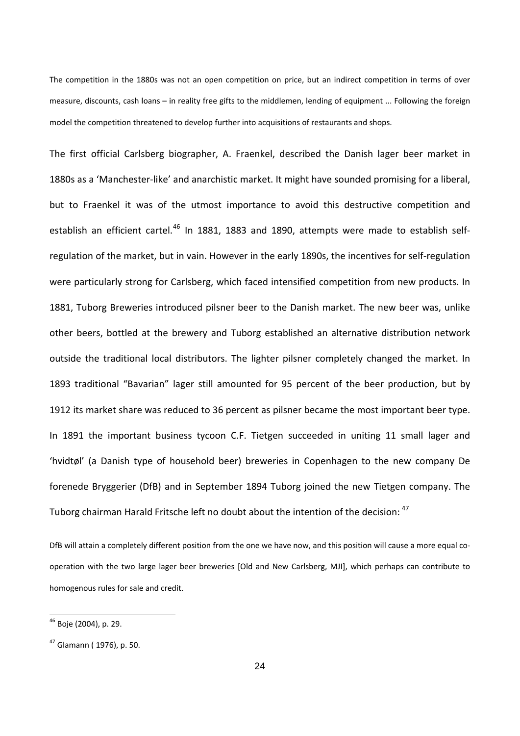The competition in the 1880s was not an open competition on price, but an indirect competition in terms of over measure, discounts, cash loans – in reality free gifts to the middlemen, lending of equipment ... Following the foreign model the competition threatened to develop further into acquisitions of restaurants and shops.

The first official Carlsberg biographer, A. Fraenkel, described the Danish lager beer market in 1880s as a 'Manchester-like' and anarchistic market. It might have sounded promising for a liberal, but to Fraenkel it was of the utmost importance to avoid this destructive competition and establish an efficient cartel.[46] In 1881, 1883 and 1890, attempts were made to establish self-regulation of the market, but in vain. However in the early 1890s, the incentives for self-regulation were particularly strong for Carlsberg, which faced intensified competition from new products. In 1881, Tuborg Breweries introduced pilsner beer to the Danish market. The new beer was, unlike other beers, bottled at the brewery and Tuborg established an alternative distribution network outside the traditional local distributors. The lighter pilsner completely changed the market. In 1893 traditional "Bavarian" lager still amounted for 95 percent of the beer production, but by 1912 its market share was reduced to 36 percent as pilsner became the most important beer type. In 1891 the important business tycoon C.F. Tietgen succeeded in uniting 11 small lager and 'hvidtøl' (a Danish type of household beer) breweries in Copenhagen to the new company De forenede Bryggerier (DfB) and in September 1894 Tuborg joined the new Tietgen company. The Tuborg chairman Harald Fritsche left no doubt about the intention of the decision:[47]

DfB will attain a completely different position from the one we have now, and this position will cause a more equal co-operation with the two large lager beer breweries [Old and New Carlsberg, MJI], which perhaps can contribute to homogenous rules for sale and credit.

---

[46] Boje (2004), p. 29.

[47] Glamann ( 1976), p. 50.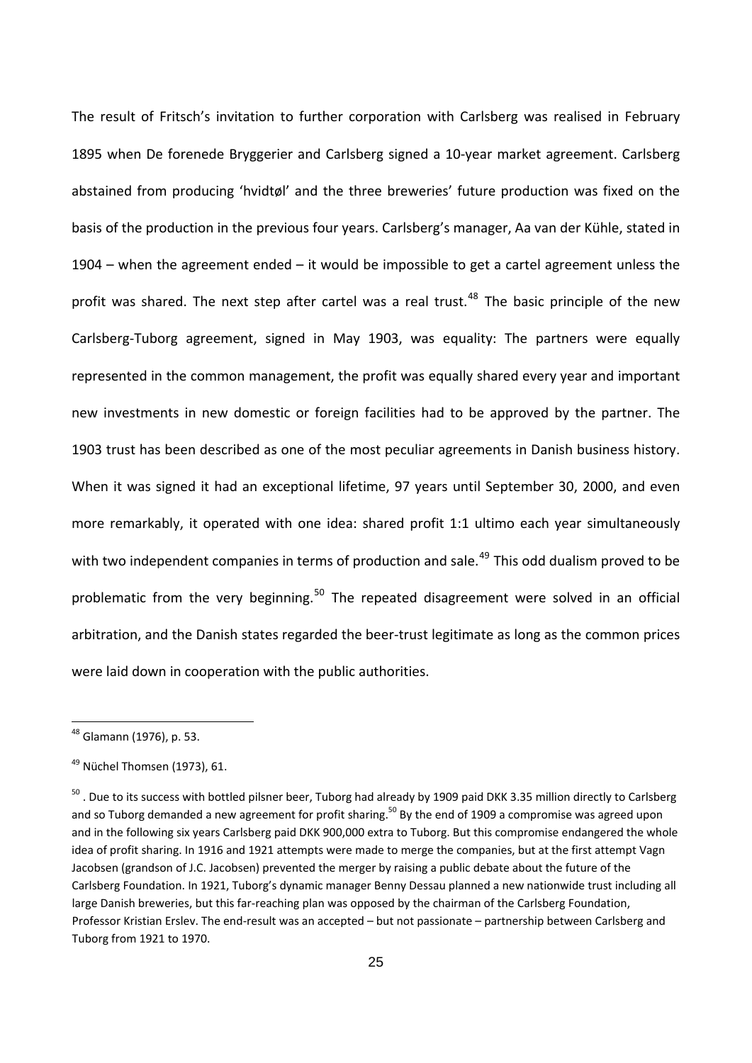The result of Fritsch's invitation to further corporation with Carlsberg was realised in February 1895 when De forenede Bryggerier and Carlsberg signed a 10-year market agreement. Carlsberg abstained from producing 'hvidtøl' and the three breweries' future production was fixed on the basis of the production in the previous four years. Carlsberg's manager, Aa van der Kühle, stated in 1904 – when the agreement ended – it would be impossible to get a cartel agreement unless the profit was shared. The next step after cartel was a real trust.[48] The basic principle of the new Carlsberg-Tuborg agreement, signed in May 1903, was equality: The partners were equally represented in the common management, the profit was equally shared every year and important new investments in new domestic or foreign facilities had to be approved by the partner. The 1903 trust has been described as one of the most peculiar agreements in Danish business history. When it was signed it had an exceptional lifetime, 97 years until September 30, 2000, and even more remarkably, it operated with one idea: shared profit 1:1 ultimo each year simultaneously with two independent companies in terms of production and sale.[49] This odd dualism proved to be problematic from the very beginning.[50] The repeated disagreement were solved in an official arbitration, and the Danish states regarded the beer-trust legitimate as long as the common prices were laid down in cooperation with the public authorities.

---

[48] Glamann (1976), p. 53.

[49] Nüchel Thomsen (1973), 61.

[50] . Due to its success with bottled pilsner beer, Tuborg had already by 1909 paid DKK 3.35 million directly to Carlsberg and so Tuborg demanded a new agreement for profit sharing.[50] By the end of 1909 a compromise was agreed upon and in the following six years Carlsberg paid DKK 900,000 extra to Tuborg. But this compromise endangered the whole idea of profit sharing. In 1916 and 1921 attempts were made to merge the companies, but at the first attempt Vagn Jacobsen (grandson of J.C. Jacobsen) prevented the merger by raising a public debate about the future of the Carlsberg Foundation. In 1921, Tuborg's dynamic manager Benny Dessau planned a new nationwide trust including all large Danish breweries, but this far-reaching plan was opposed by the chairman of the Carlsberg Foundation, Professor Kristian Erslev. The end-result was an accepted – but not passionate – partnership between Carlsberg and Tuborg from 1921 to 1970.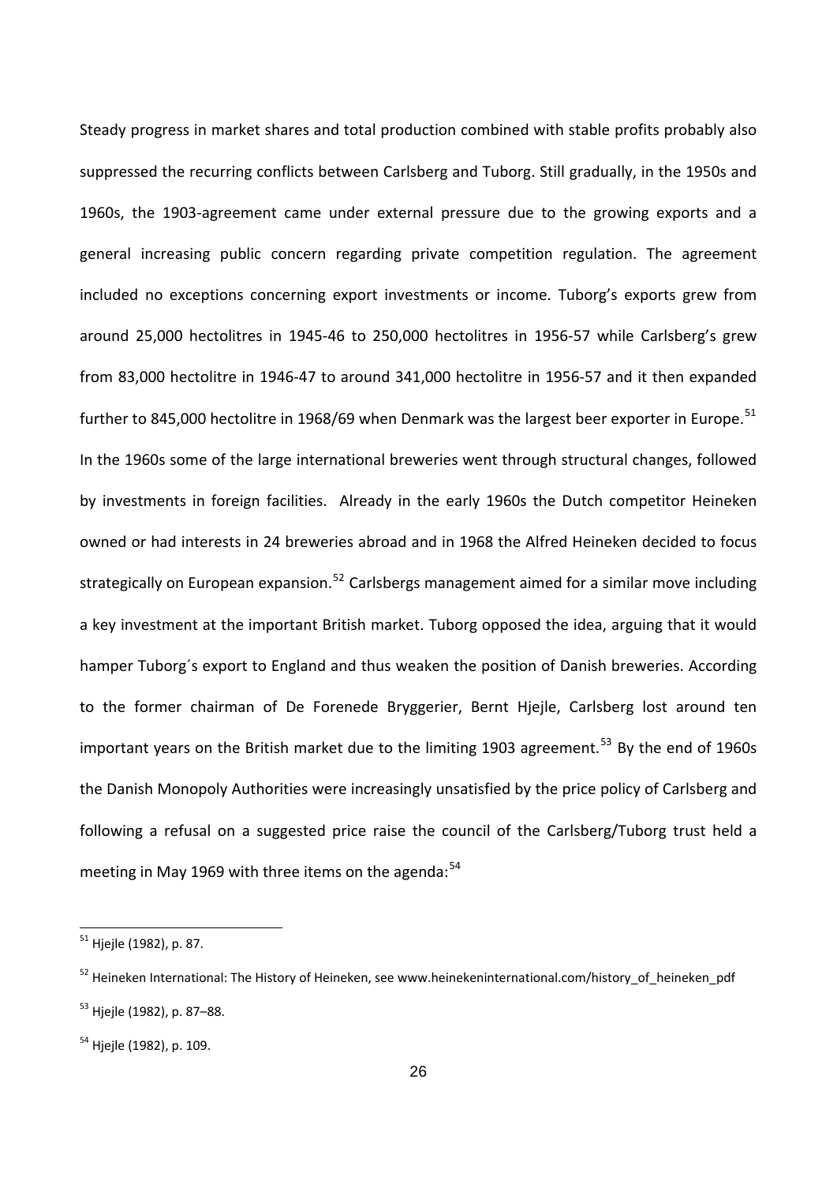Steady progress in market shares and total production combined with stable profits probably also suppressed the recurring conflicts between Carlsberg and Tuborg. Still gradually, in the 1950s and 1960s, the 1903-agreement came under external pressure due to the growing exports and a general increasing public concern regarding private competition regulation. The agreement included no exceptions concerning export investments or income. Tuborg's exports grew from around 25,000 hectolitres in 1945-46 to 250,000 hectolitres in 1956-57 while Carlsberg's grew from 83,000 hectolitre in 1946-47 to around 341,000 hectolitre in 1956-57 and it then expanded further to 845,000 hectolitre in 1968/69 when Denmark was the largest beer exporter in Europe.[51] In the 1960s some of the large international breweries went through structural changes, followed by investments in foreign facilities. Already in the early 1960s the Dutch competitor Heineken owned or had interests in 24 breweries abroad and in 1968 the Alfred Heineken decided to focus strategically on European expansion.[52] Carlsbergs management aimed for a similar move including a key investment at the important British market. Tuborg opposed the idea, arguing that it would hamper Tuborg´s export to England and thus weaken the position of Danish breweries. According to the former chairman of De Forenede Bryggerier, Bernt Hjejle, Carlsberg lost around ten important years on the British market due to the limiting 1903 agreement.[53] By the end of 1960s the Danish Monopoly Authorities were increasingly unsatisfied by the price policy of Carlsberg and following a refusal on a suggested price raise the council of the Carlsberg/Tuborg trust held a meeting in May 1969 with three items on the agenda:[54]

[51] Hjejle (1982), p. 87.

[52] Heineken International: The History of Heineken, see www.heinekeninternational.com/history_of_heineken_pdf

[53] Hjejle (1982), p. 87–88.

[54] Hjejle (1982), p. 109.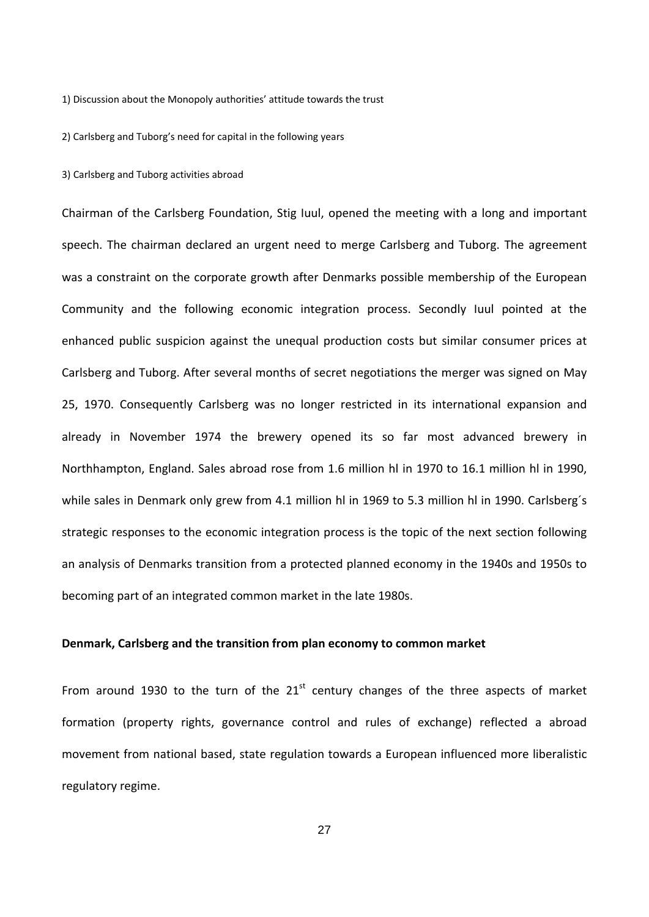1) Discussion about the Monopoly authorities' attitude towards the trust

2) Carlsberg and Tuborg's need for capital in the following years

3) Carlsberg and Tuborg activities abroad

Chairman of the Carlsberg Foundation, Stig Iuul, opened the meeting with a long and important speech. The chairman declared an urgent need to merge Carlsberg and Tuborg. The agreement was a constraint on the corporate growth after Denmarks possible membership of the European Community and the following economic integration process. Secondly Iuul pointed at the enhanced public suspicion against the unequal production costs but similar consumer prices at Carlsberg and Tuborg. After several months of secret negotiations the merger was signed on May 25, 1970. Consequently Carlsberg was no longer restricted in its international expansion and already in November 1974 the brewery opened its so far most advanced brewery in Northhampton, England. Sales abroad rose from 1.6 million hl in 1970 to 16.1 million hl in 1990, while sales in Denmark only grew from 4.1 million hl in 1969 to 5.3 million hl in 1990. Carlsberg´s strategic responses to the economic integration process is the topic of the next section following an analysis of Denmarks transition from a protected planned economy in the 1940s and 1950s to becoming part of an integrated common market in the late 1980s.

**Denmark, Carlsberg and the transition from plan economy to common market**

From around 1930 to the turn of the 21st century changes of the three aspects of market formation (property rights, governance control and rules of exchange) reflected a abroad movement from national based, state regulation towards a European influenced more liberalistic regulatory regime.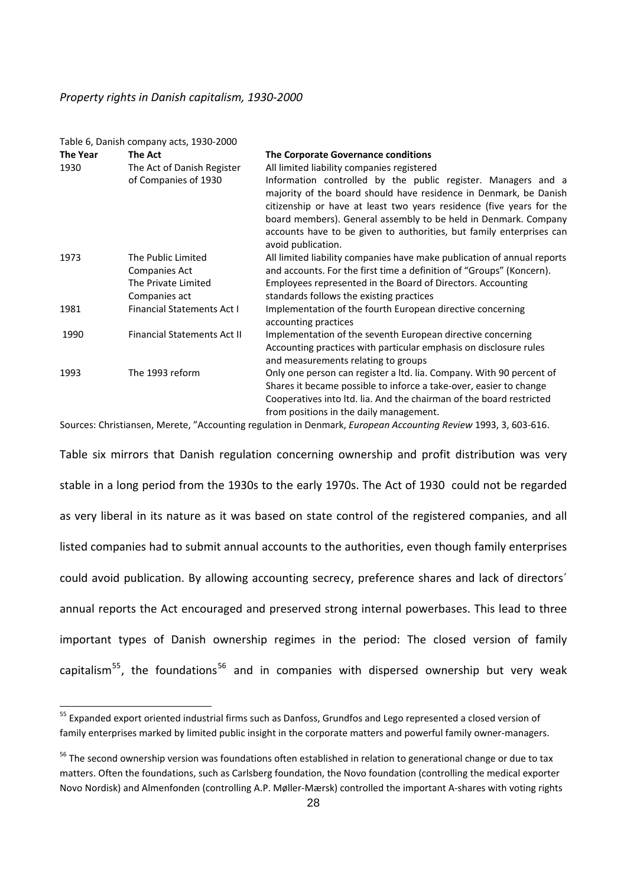*Property rights in Danish capitalism, 1930-2000*

Table 6, Danish company acts, 1930-2000

| The Year | The Act | The Corporate Governance conditions |
|---|---|---|
| 1930 | The Act of Danish Register of Companies of 1930 | All limited liability companies registered<br>Information controlled by the public register. Managers and a majority of the board should have residence in Denmark, be Danish citizenship or have at least two years residence (five years for the board members). General assembly to be held in Denmark. Company accounts have to be given to authorities, but family enterprises can avoid publication. |
| 1973 | The Public Limited Companies Act<br>The Private Limited Companies act | All limited liability companies have make publication of annual reports and accounts. For the first time a definition of "Groups" (Koncern). Employees represented in the Board of Directors. Accounting standards follows the existing practices |
| 1981 | Financial Statements Act I | Implementation of the fourth European directive concerning accounting practices |
| 1990 | Financial Statements Act II | Implementation of the seventh European directive concerning Accounting practices with particular emphasis on disclosure rules and measurements relating to groups |
| 1993 | The 1993 reform | Only one person can register a ltd. lia. Company. With 90 percent of Shares it became possible to inforce a take-over, easier to change Cooperatives into ltd. lia. And the chairman of the board restricted from positions in the daily management. |

Sources: Christiansen, Merete, "Accounting regulation in Denmark, *European Accounting Review* 1993, 3, 603-616.

Table six mirrors that Danish regulation concerning ownership and profit distribution was very stable in a long period from the 1930s to the early 1970s. The Act of 1930 could not be regarded as very liberal in its nature as it was based on state control of the registered companies, and all listed companies had to submit annual accounts to the authorities, even though family enterprises could avoid publication. By allowing accounting secrecy, preference shares and lack of directors´ annual reports the Act encouraged and preserved strong internal powerbases. This lead to three important types of Danish ownership regimes in the period: The closed version of family capitalism[55], the foundations[56] and in companies with dispersed ownership but very weak

[55] Expanded export oriented industrial firms such as Danfoss, Grundfos and Lego represented a closed version of family enterprises marked by limited public insight in the corporate matters and powerful family owner-managers.

[56] The second ownership version was foundations often established in relation to generational change or due to tax matters. Often the foundations, such as Carlsberg foundation, the Novo foundation (controlling the medical exporter Novo Nordisk) and Almenfonden (controlling A.P. Møller-Mærsk) controlled the important A-shares with voting rights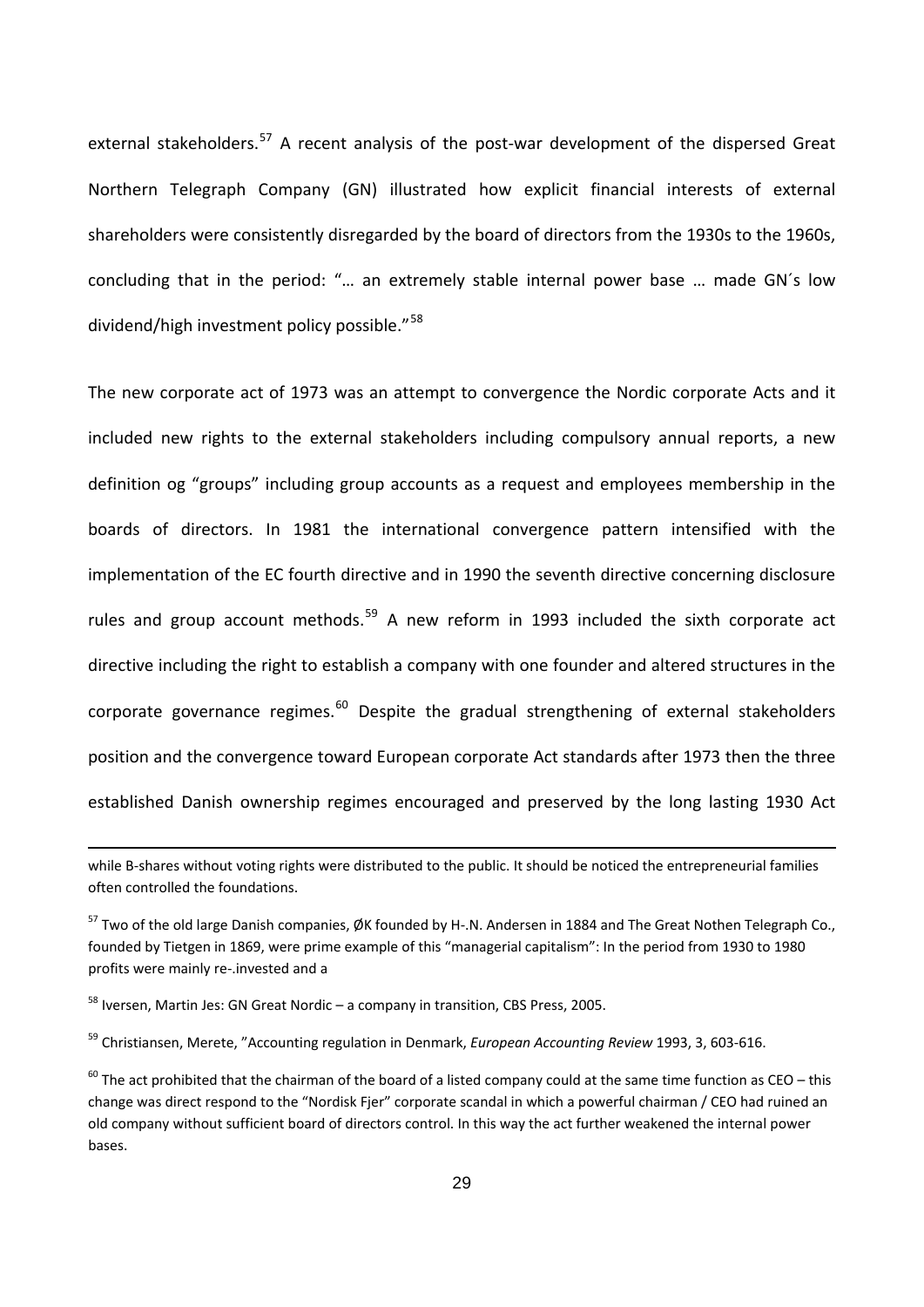external stakeholders.[57] A recent analysis of the post-war development of the dispersed Great Northern Telegraph Company (GN) illustrated how explicit financial interests of external shareholders were consistently disregarded by the board of directors from the 1930s to the 1960s, concluding that in the period: "… an extremely stable internal power base … made GN´s low dividend/high investment policy possible."[58]

The new corporate act of 1973 was an attempt to convergence the Nordic corporate Acts and it included new rights to the external stakeholders including compulsory annual reports, a new definition og "groups" including group accounts as a request and employees membership in the boards of directors. In 1981 the international convergence pattern intensified with the implementation of the EC fourth directive and in 1990 the seventh directive concerning disclosure rules and group account methods.[59] A new reform in 1993 included the sixth corporate act directive including the right to establish a company with one founder and altered structures in the corporate governance regimes.[60] Despite the gradual strengthening of external stakeholders position and the convergence toward European corporate Act standards after 1973 then the three established Danish ownership regimes encouraged and preserved by the long lasting 1930 Act

---

while B-shares without voting rights were distributed to the public. It should be noticed the entrepreneurial families often controlled the foundations.

[57] Two of the old large Danish companies, ØK founded by H-.N. Andersen in 1884 and The Great Nothen Telegraph Co., founded by Tietgen in 1869, were prime example of this "managerial capitalism": In the period from 1930 to 1980 profits were mainly re-.invested and a

[58] Iversen, Martin Jes: GN Great Nordic – a company in transition, CBS Press, 2005.

[59] Christiansen, Merete, "Accounting regulation in Denmark, *European Accounting Review* 1993, 3, 603-616.

[60] The act prohibited that the chairman of the board of a listed company could at the same time function as CEO – this change was direct respond to the "Nordisk Fjer" corporate scandal in which a powerful chairman / CEO had ruined an old company without sufficient board of directors control. In this way the act further weakened the internal power bases.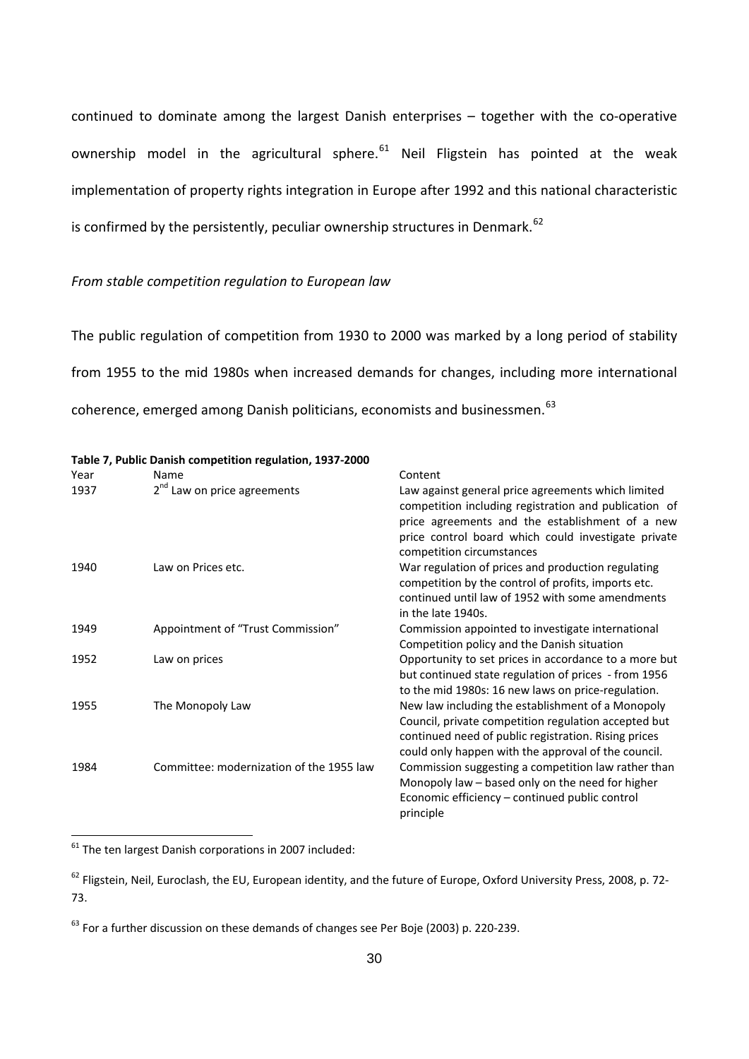continued to dominate among the largest Danish enterprises – together with the co-operative ownership model in the agricultural sphere.[61] Neil Fligstein has pointed at the weak implementation of property rights integration in Europe after 1992 and this national characteristic is confirmed by the persistently, peculiar ownership structures in Denmark.[62]

*From stable competition regulation to European law*

The public regulation of competition from 1930 to 2000 was marked by a long period of stability from 1955 to the mid 1980s when increased demands for changes, including more international coherence, emerged among Danish politicians, economists and businessmen.[63]

**Table 7, Public Danish competition regulation, 1937-2000**

| Year | Name | Content |
|---|---|---|
| 1937 | 2nd Law on price agreements | Law against general price agreements which limited competition including registration and publication of price agreements and the establishment of a new price control board which could investigate private competition circumstances |
| 1940 | Law on Prices etc. | War regulation of prices and production regulating competition by the control of profits, imports etc. continued until law of 1952 with some amendments in the late 1940s. |
| 1949 | Appointment of "Trust Commission" | Commission appointed to investigate international Competition policy and the Danish situation |
| 1952 | Law on prices | Opportunity to set prices in accordance to a more but but continued state regulation of prices - from 1956 to the mid 1980s: 16 new laws on price-regulation. |
| 1955 | The Monopoly Law | New law including the establishment of a Monopoly Council, private competition regulation accepted but continued need of public registration. Rising prices could only happen with the approval of the council. |
| 1984 | Committee: modernization of the 1955 law | Commission suggesting a competition law rather than Monopoly law – based only on the need for higher Economic efficiency – continued public control principle |

[61] The ten largest Danish corporations in 2007 included:

[62] Fligstein, Neil, Euroclash, the EU, European identity, and the future of Europe, Oxford University Press, 2008, p. 72-73.

[63] For a further discussion on these demands of changes see Per Boje (2003) p. 220-239.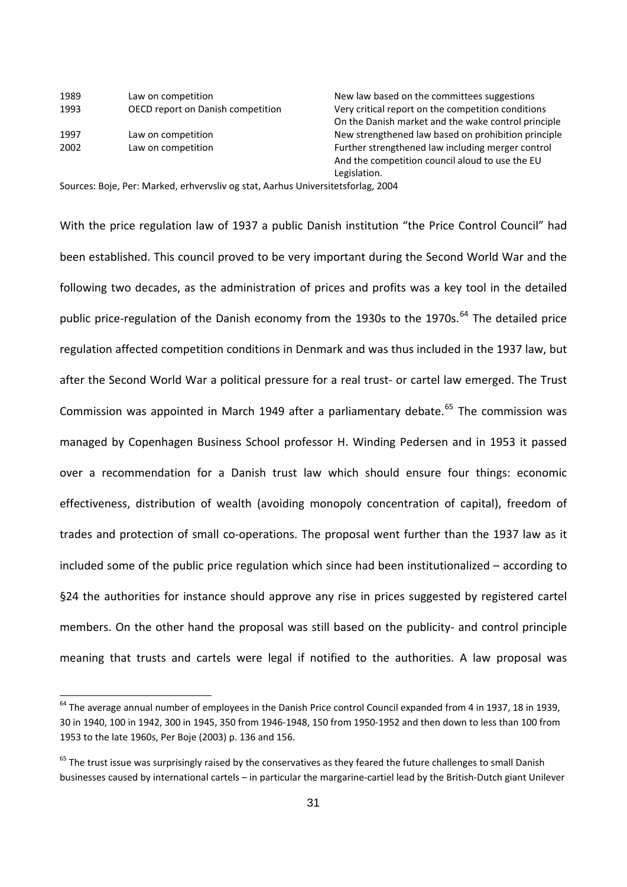| | | |
|---|---|---|
| 1989 | Law on competition | New law based on the committees suggestions |
| 1993 | OECD report on Danish competition | Very critical report on the competition conditions On the Danish market and the wake control principle |
| 1997 | Law on competition | New strengthened law based on prohibition principle |
| 2002 | Law on competition | Further strengthened law including merger control And the competition council aloud to use the EU Legislation. |

Sources: Boje, Per: Marked, erhvervsliv og stat, Aarhus Universitetsforlag, 2004

With the price regulation law of 1937 a public Danish institution "the Price Control Council" had been established. This council proved to be very important during the Second World War and the following two decades, as the administration of prices and profits was a key tool in the detailed public price-regulation of the Danish economy from the 1930s to the 1970s.[64] The detailed price regulation affected competition conditions in Denmark and was thus included in the 1937 law, but after the Second World War a political pressure for a real trust- or cartel law emerged. The Trust Commission was appointed in March 1949 after a parliamentary debate.[65] The commission was managed by Copenhagen Business School professor H. Winding Pedersen and in 1953 it passed over a recommendation for a Danish trust law which should ensure four things: economic effectiveness, distribution of wealth (avoiding monopoly concentration of capital), freedom of trades and protection of small co-operations. The proposal went further than the 1937 law as it included some of the public price regulation which since had been institutionalized – according to §24 the authorities for instance should approve any rise in prices suggested by registered cartel members. On the other hand the proposal was still based on the publicity- and control principle meaning that trusts and cartels were legal if notified to the authorities. A law proposal was

[64] The average annual number of employees in the Danish Price control Council expanded from 4 in 1937, 18 in 1939, 30 in 1940, 100 in 1942, 300 in 1945, 350 from 1946-1948, 150 from 1950-1952 and then down to less than 100 from 1953 to the late 1960s, Per Boje (2003) p. 136 and 156.

[65] The trust issue was surprisingly raised by the conservatives as they feared the future challenges to small Danish businesses caused by international cartels – in particular the margarine-cartiel lead by the British-Dutch giant Unilever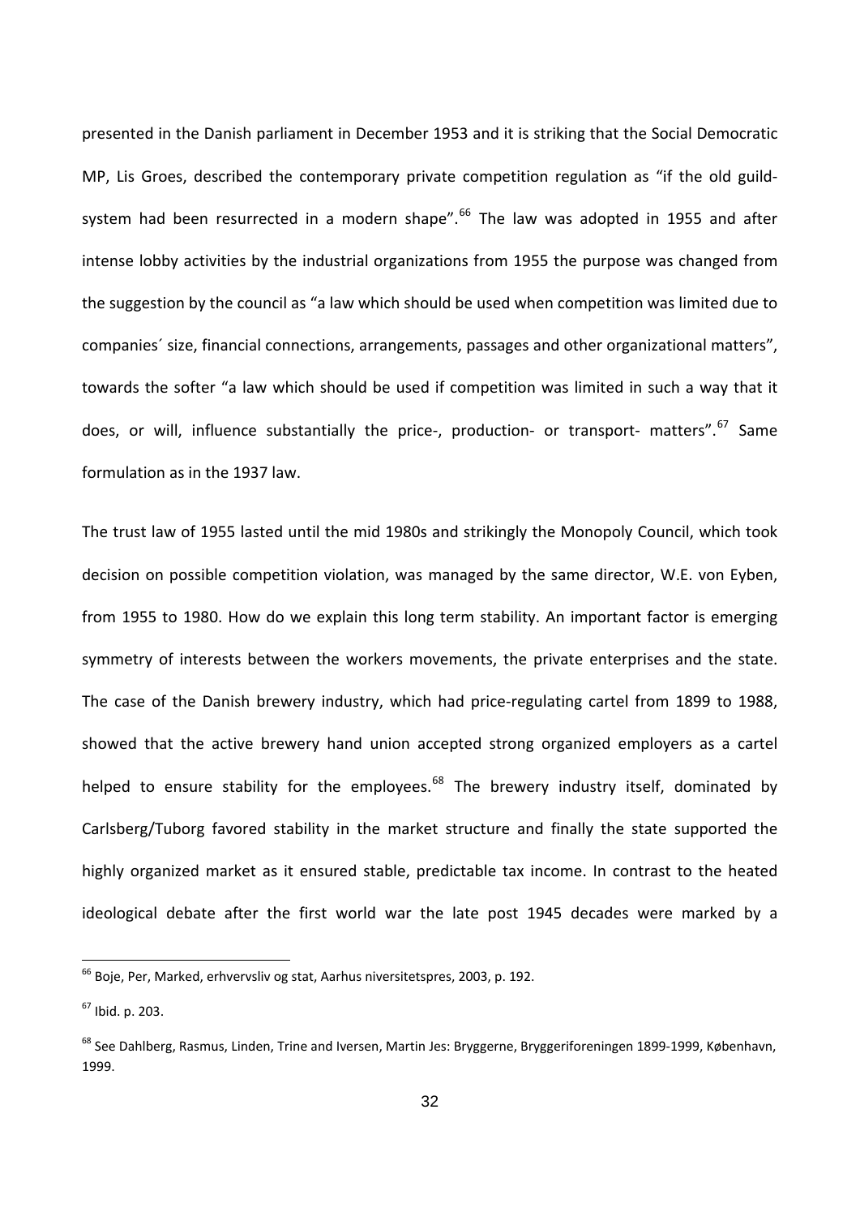presented in the Danish parliament in December 1953 and it is striking that the Social Democratic MP, Lis Groes, described the contemporary private competition regulation as "if the old guild-system had been resurrected in a modern shape".[66] The law was adopted in 1955 and after intense lobby activities by the industrial organizations from 1955 the purpose was changed from the suggestion by the council as "a law which should be used when competition was limited due to companies´ size, financial connections, arrangements, passages and other organizational matters", towards the softer "a law which should be used if competition was limited in such a way that it does, or will, influence substantially the price-, production- or transport- matters".[67] Same formulation as in the 1937 law.

The trust law of 1955 lasted until the mid 1980s and strikingly the Monopoly Council, which took decision on possible competition violation, was managed by the same director, W.E. von Eyben, from 1955 to 1980. How do we explain this long term stability. An important factor is emerging symmetry of interests between the workers movements, the private enterprises and the state. The case of the Danish brewery industry, which had price-regulating cartel from 1899 to 1988, showed that the active brewery hand union accepted strong organized employers as a cartel helped to ensure stability for the employees.[68] The brewery industry itself, dominated by Carlsberg/Tuborg favored stability in the market structure and finally the state supported the highly organized market as it ensured stable, predictable tax income. In contrast to the heated ideological debate after the first world war the late post 1945 decades were marked by a

---

[66] Boje, Per, Marked, erhvervsliv og stat, Aarhus niversitetspres, 2003, p. 192.

[67] Ibid. p. 203.

[68] See Dahlberg, Rasmus, Linden, Trine and Iversen, Martin Jes: Bryggerne, Bryggeriforeningen 1899-1999, København, 1999.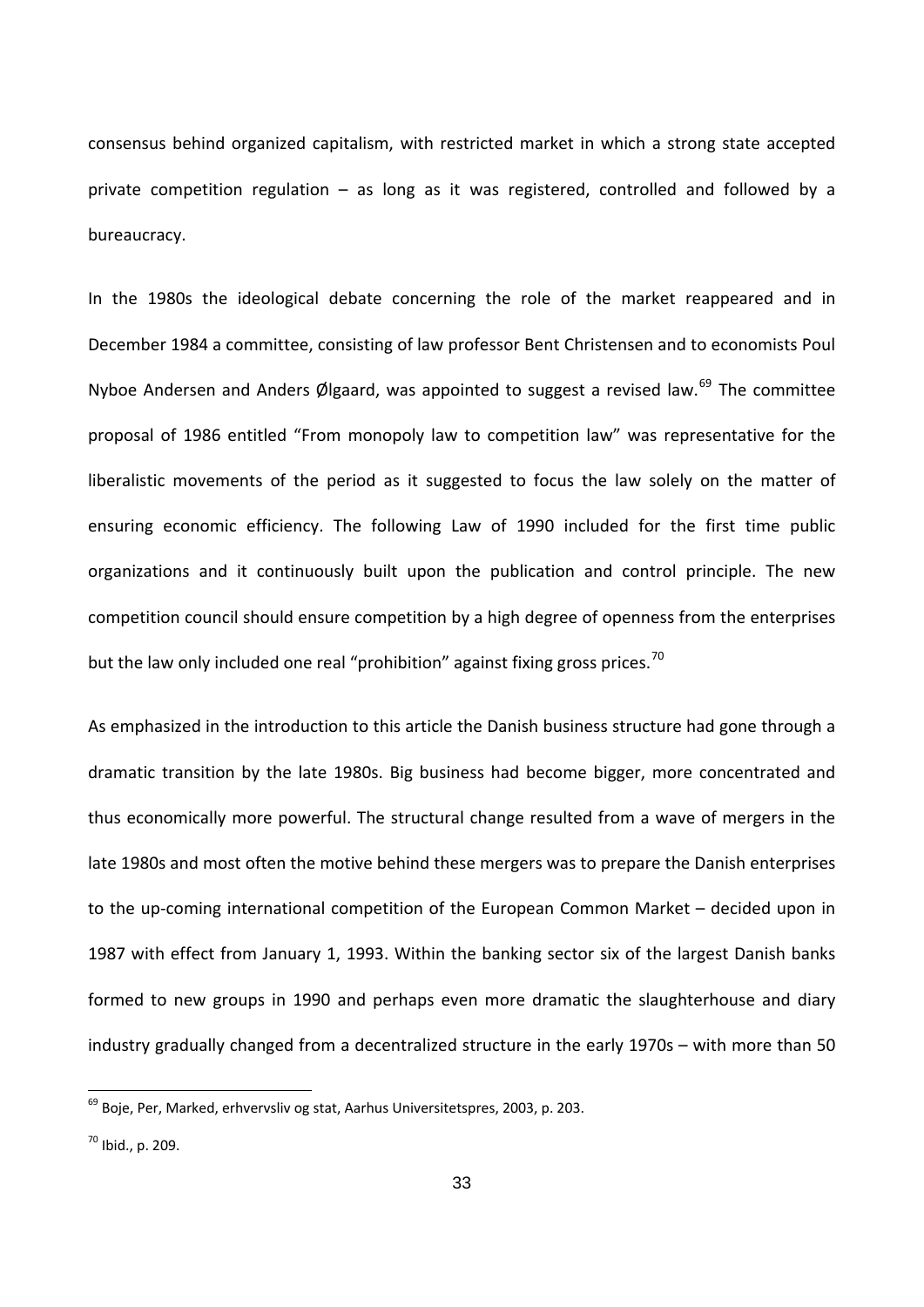consensus behind organized capitalism, with restricted market in which a strong state accepted private competition regulation – as long as it was registered, controlled and followed by a bureaucracy.

In the 1980s the ideological debate concerning the role of the market reappeared and in December 1984 a committee, consisting of law professor Bent Christensen and to economists Poul Nyboe Andersen and Anders Ølgaard, was appointed to suggest a revised law.[69] The committee proposal of 1986 entitled "From monopoly law to competition law" was representative for the liberalistic movements of the period as it suggested to focus the law solely on the matter of ensuring economic efficiency. The following Law of 1990 included for the first time public organizations and it continuously built upon the publication and control principle. The new competition council should ensure competition by a high degree of openness from the enterprises but the law only included one real "prohibition" against fixing gross prices.[70]

As emphasized in the introduction to this article the Danish business structure had gone through a dramatic transition by the late 1980s. Big business had become bigger, more concentrated and thus economically more powerful. The structural change resulted from a wave of mergers in the late 1980s and most often the motive behind these mergers was to prepare the Danish enterprises to the up-coming international competition of the European Common Market – decided upon in 1987 with effect from January 1, 1993. Within the banking sector six of the largest Danish banks formed to new groups in 1990 and perhaps even more dramatic the slaughterhouse and diary industry gradually changed from a decentralized structure in the early 1970s – with more than 50

---

[69] Boje, Per, Marked, erhvervsliv og stat, Aarhus Universitetspres, 2003, p. 203.

[70] Ibid., p. 209.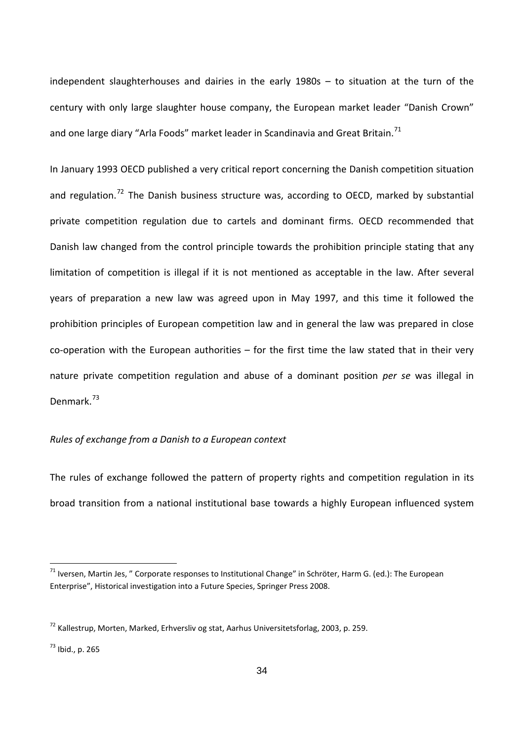independent slaughterhouses and dairies in the early 1980s – to situation at the turn of the century with only large slaughter house company, the European market leader "Danish Crown" and one large diary "Arla Foods" market leader in Scandinavia and Great Britain.[71]

In January 1993 OECD published a very critical report concerning the Danish competition situation and regulation.[72] The Danish business structure was, according to OECD, marked by substantial private competition regulation due to cartels and dominant firms. OECD recommended that Danish law changed from the control principle towards the prohibition principle stating that any limitation of competition is illegal if it is not mentioned as acceptable in the law. After several years of preparation a new law was agreed upon in May 1997, and this time it followed the prohibition principles of European competition law and in general the law was prepared in close co-operation with the European authorities – for the first time the law stated that in their very nature private competition regulation and abuse of a dominant position *per se* was illegal in Denmark.[73]

*Rules of exchange from a Danish to a European context*

The rules of exchange followed the pattern of property rights and competition regulation in its broad transition from a national institutional base towards a highly European influenced system

---

[71] Iversen, Martin Jes, " Corporate responses to Institutional Change" in Schröter, Harm G. (ed.): The European Enterprise", Historical investigation into a Future Species, Springer Press 2008.

[72] Kallestrup, Morten, Marked, Erhversliv og stat, Aarhus Universitetsforlag, 2003, p. 259.

[73] Ibid., p. 265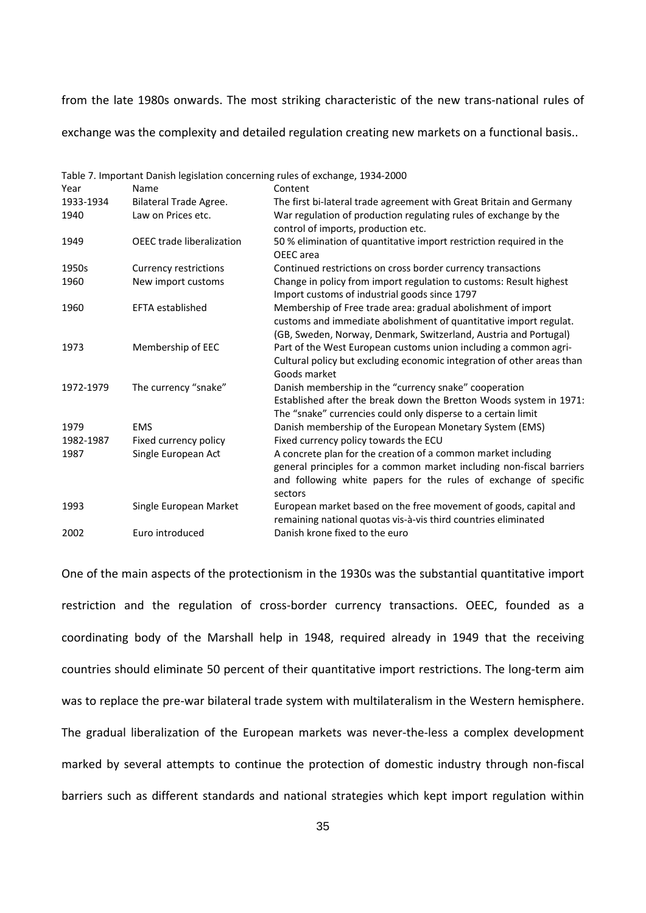from the late 1980s onwards. The most striking characteristic of the new trans-national rules of exchange was the complexity and detailed regulation creating new markets on a functional basis..

Table 7. Important Danish legislation concerning rules of exchange, 1934-2000

| Year | Name | Content |
|---|---|---|
| 1933-1934 | Bilateral Trade Agree. | The first bi-lateral trade agreement with Great Britain and Germany |
| 1940 | Law on Prices etc. | War regulation of production regulating rules of exchange by the control of imports, production etc. |
| 1949 | OEEC trade liberalization | 50 % elimination of quantitative import restriction required in the OEEC area |
| 1950s | Currency restrictions | Continued restrictions on cross border currency transactions |
| 1960 | New import customs | Change in policy from import regulation to customs: Result highest Import customs of industrial goods since 1797 |
| 1960 | EFTA established | Membership of Free trade area: gradual abolishment of import customs and immediate abolishment of quantitative import regulat. (GB, Sweden, Norway, Denmark, Switzerland, Austria and Portugal) |
| 1973 | Membership of EEC | Part of the West European customs union including a common agri-Cultural policy but excluding economic integration of other areas than Goods market |
| 1972-1979 | The currency "snake" | Danish membership in the "currency snake" cooperation Established after the break down the Bretton Woods system in 1971: The "snake" currencies could only disperse to a certain limit |
| 1979 | EMS | Danish membership of the European Monetary System (EMS) |
| 1982-1987 | Fixed currency policy | Fixed currency policy towards the ECU |
| 1987 | Single European Act | A concrete plan for the creation of a common market including general principles for a common market including non-fiscal barriers and following white papers for the rules of exchange of specific sectors |
| 1993 | Single European Market | European market based on the free movement of goods, capital and remaining national quotas vis-à-vis third countries eliminated |
| 2002 | Euro introduced | Danish krone fixed to the euro |

One of the main aspects of the protectionism in the 1930s was the substantial quantitative import restriction and the regulation of cross-border currency transactions. OEEC, founded as a coordinating body of the Marshall help in 1948, required already in 1949 that the receiving countries should eliminate 50 percent of their quantitative import restrictions. The long-term aim was to replace the pre-war bilateral trade system with multilateralism in the Western hemisphere. The gradual liberalization of the European markets was never-the-less a complex development marked by several attempts to continue the protection of domestic industry through non-fiscal barriers such as different standards and national strategies which kept import regulation within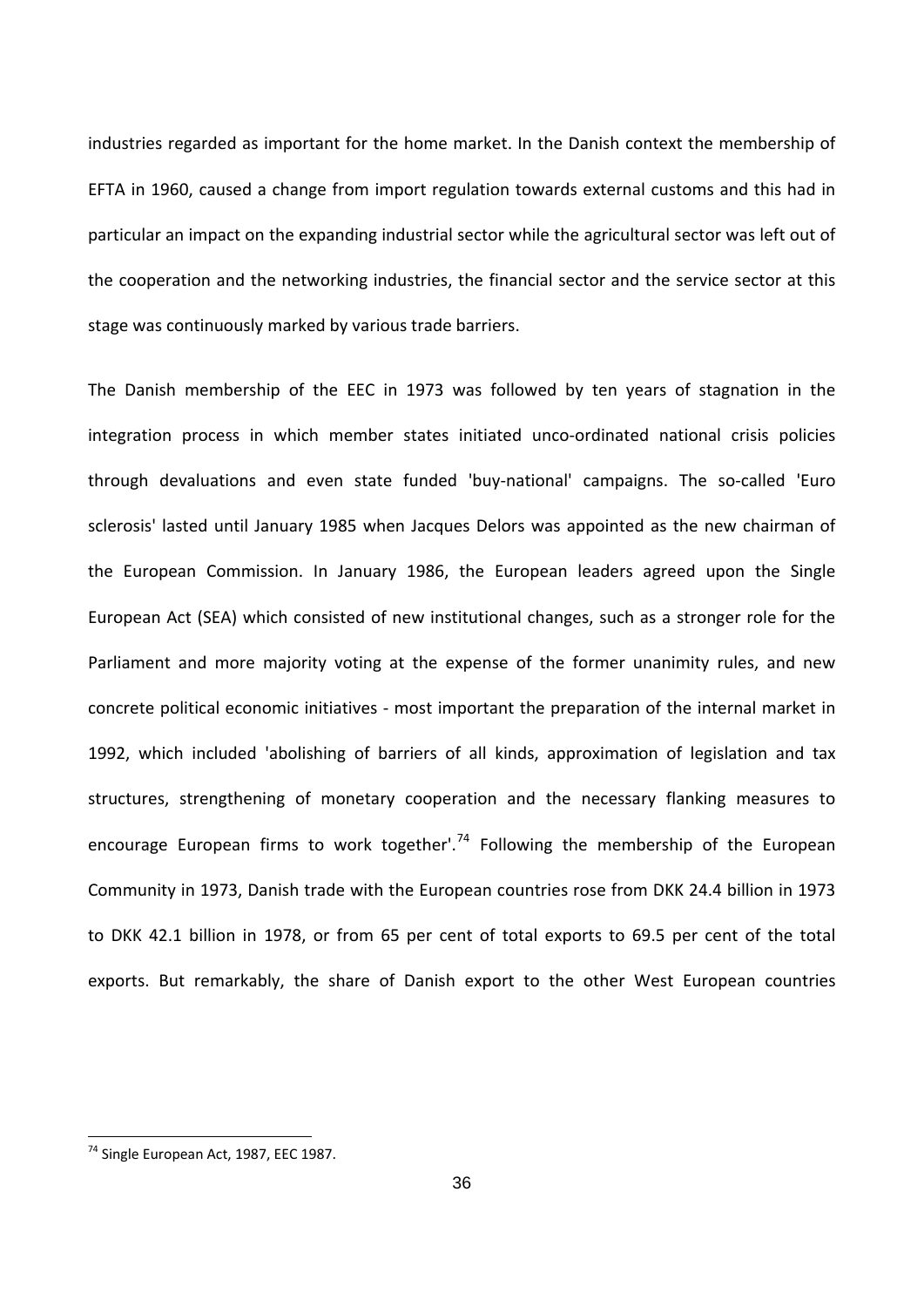industries regarded as important for the home market. In the Danish context the membership of EFTA in 1960, caused a change from import regulation towards external customs and this had in particular an impact on the expanding industrial sector while the agricultural sector was left out of the cooperation and the networking industries, the financial sector and the service sector at this stage was continuously marked by various trade barriers.

The Danish membership of the EEC in 1973 was followed by ten years of stagnation in the integration process in which member states initiated unco-ordinated national crisis policies through devaluations and even state funded 'buy-national' campaigns. The so-called 'Euro sclerosis' lasted until January 1985 when Jacques Delors was appointed as the new chairman of the European Commission. In January 1986, the European leaders agreed upon the Single European Act (SEA) which consisted of new institutional changes, such as a stronger role for the Parliament and more majority voting at the expense of the former unanimity rules, and new concrete political economic initiatives - most important the preparation of the internal market in 1992, which included 'abolishing of barriers of all kinds, approximation of legislation and tax structures, strengthening of monetary cooperation and the necessary flanking measures to encourage European firms to work together'.[74] Following the membership of the European Community in 1973, Danish trade with the European countries rose from DKK 24.4 billion in 1973 to DKK 42.1 billion in 1978, or from 65 per cent of total exports to 69.5 per cent of the total exports. But remarkably, the share of Danish export to the other West European countries

---

[74] Single European Act, 1987, EEC 1987.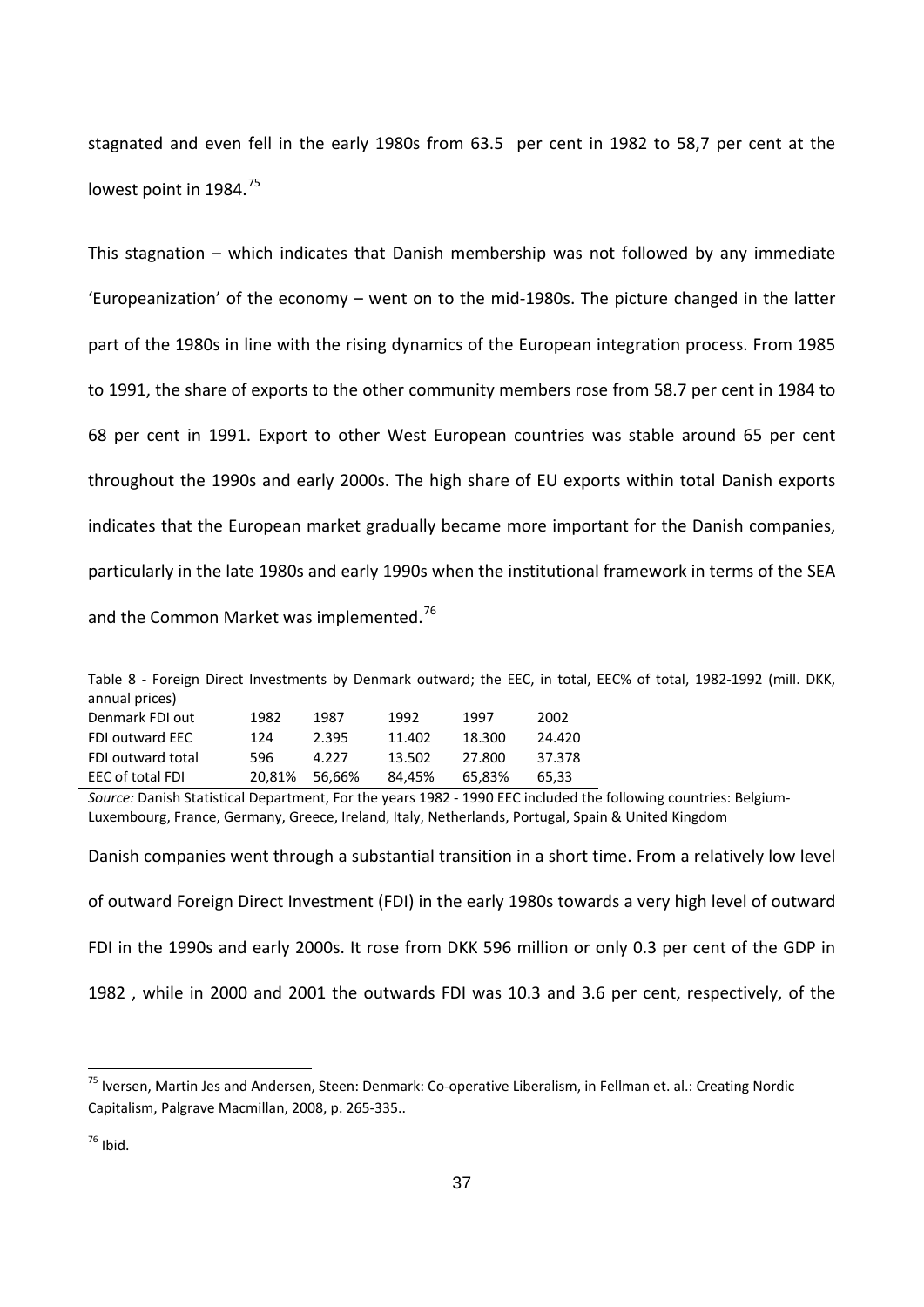stagnated and even fell in the early 1980s from 63.5  per cent in 1982 to 58,7 per cent at the lowest point in 1984.[75]

This stagnation – which indicates that Danish membership was not followed by any immediate 'Europeanization' of the economy – went on to the mid-1980s. The picture changed in the latter part of the 1980s in line with the rising dynamics of the European integration process. From 1985 to 1991, the share of exports to the other community members rose from 58.7 per cent in 1984 to 68 per cent in 1991. Export to other West European countries was stable around 65 per cent throughout the 1990s and early 2000s. The high share of EU exports within total Danish exports indicates that the European market gradually became more important for the Danish companies, particularly in the late 1980s and early 1990s when the institutional framework in terms of the SEA and the Common Market was implemented.[76]

Table 8 - Foreign Direct Investments by Denmark outward; the EEC, in total, EEC% of total, 1982-1992 (mill. DKK, annual prices)

| Denmark FDI out | 1982 | 1987 | 1992 | 1997 | 2002 |
|---|---|---|---|---|---|
| FDI outward EEC | 124 | 2.395 | 11.402 | 18.300 | 24.420 |
| FDI outward total | 596 | 4.227 | 13.502 | 27.800 | 37.378 |
| EEC of total FDI | 20,81% | 56,66% | 84,45% | 65,83% | 65,33 |

*Source:* Danish Statistical Department, For the years 1982 - 1990 EEC included the following countries: Belgium-Luxembourg, France, Germany, Greece, Ireland, Italy, Netherlands, Portugal, Spain & United Kingdom

Danish companies went through a substantial transition in a short time. From a relatively low level of outward Foreign Direct Investment (FDI) in the early 1980s towards a very high level of outward FDI in the 1990s and early 2000s. It rose from DKK 596 million or only 0.3 per cent of the GDP in 1982 , while in 2000 and 2001 the outwards FDI was 10.3 and 3.6 per cent, respectively, of the

[75] Iversen, Martin Jes and Andersen, Steen: Denmark: Co-operative Liberalism, in Fellman et. al.: Creating Nordic Capitalism, Palgrave Macmillan, 2008, p. 265-335..

[76] Ibid.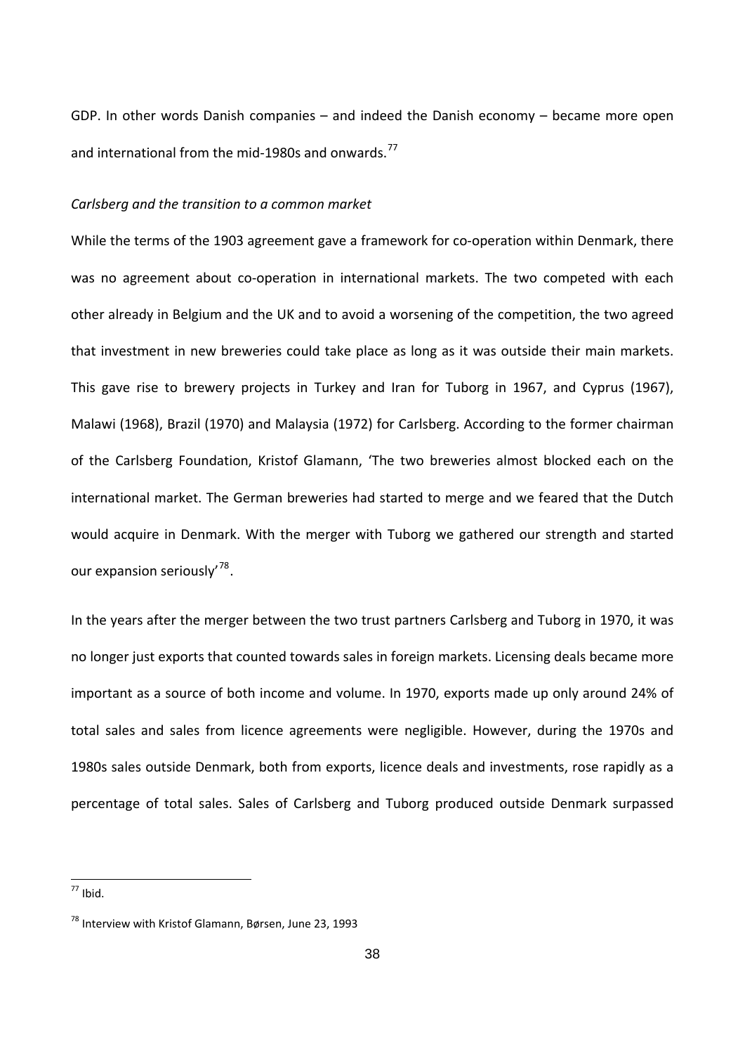GDP. In other words Danish companies – and indeed the Danish economy – became more open and international from the mid-1980s and onwards.[77]

*Carlsberg and the transition to a common market*

While the terms of the 1903 agreement gave a framework for co-operation within Denmark, there was no agreement about co-operation in international markets. The two competed with each other already in Belgium and the UK and to avoid a worsening of the competition, the two agreed that investment in new breweries could take place as long as it was outside their main markets. This gave rise to brewery projects in Turkey and Iran for Tuborg in 1967, and Cyprus (1967), Malawi (1968), Brazil (1970) and Malaysia (1972) for Carlsberg. According to the former chairman of the Carlsberg Foundation, Kristof Glamann, 'The two breweries almost blocked each on the international market. The German breweries had started to merge and we feared that the Dutch would acquire in Denmark. With the merger with Tuborg we gathered our strength and started our expansion seriously'[78].

In the years after the merger between the two trust partners Carlsberg and Tuborg in 1970, it was no longer just exports that counted towards sales in foreign markets. Licensing deals became more important as a source of both income and volume. In 1970, exports made up only around 24% of total sales and sales from licence agreements were negligible. However, during the 1970s and 1980s sales outside Denmark, both from exports, licence deals and investments, rose rapidly as a percentage of total sales. Sales of Carlsberg and Tuborg produced outside Denmark surpassed

[77] Ibid.

[78] Interview with Kristof Glamann, Børsen, June 23, 1993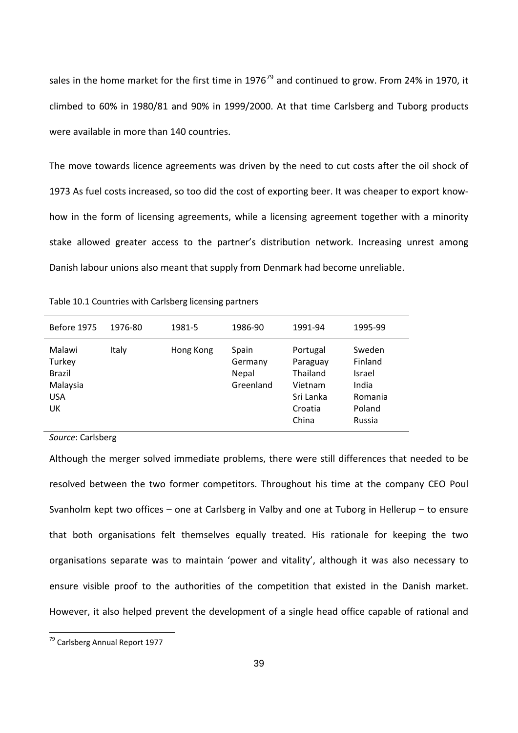sales in the home market for the first time in 1976[79] and continued to grow. From 24% in 1970, it climbed to 60% in 1980/81 and 90% in 1999/2000. At that time Carlsberg and Tuborg products were available in more than 140 countries.

The move towards licence agreements was driven by the need to cut costs after the oil shock of 1973 As fuel costs increased, so too did the cost of exporting beer. It was cheaper to export know-how in the form of licensing agreements, while a licensing agreement together with a minority stake allowed greater access to the partner's distribution network. Increasing unrest among Danish labour unions also meant that supply from Denmark had become unreliable.

Table 10.1 Countries with Carlsberg licensing partners

| Before 1975 | 1976-80 | 1981-5 | 1986-90 | 1991-94 | 1995-99 |
|---|---|---|---|---|---|
| Malawi | Italy | Hong Kong | Spain | Portugal | Sweden |
| Turkey | | | Germany | Paraguay | Finland |
| Brazil | | | Nepal | Thailand | Israel |
| Malaysia | | | Greenland | Vietnam | India |
| USA | | | | Sri Lanka | Romania |
| UK | | | | Croatia | Poland |
| | | | | China | Russia |

*Source*: Carlsberg

Although the merger solved immediate problems, there were still differences that needed to be resolved between the two former competitors. Throughout his time at the company CEO Poul Svanholm kept two offices – one at Carlsberg in Valby and one at Tuborg in Hellerup – to ensure that both organisations felt themselves equally treated. His rationale for keeping the two organisations separate was to maintain 'power and vitality', although it was also necessary to ensure visible proof to the authorities of the competition that existed in the Danish market. However, it also helped prevent the development of a single head office capable of rational and

[79] Carlsberg Annual Report 1977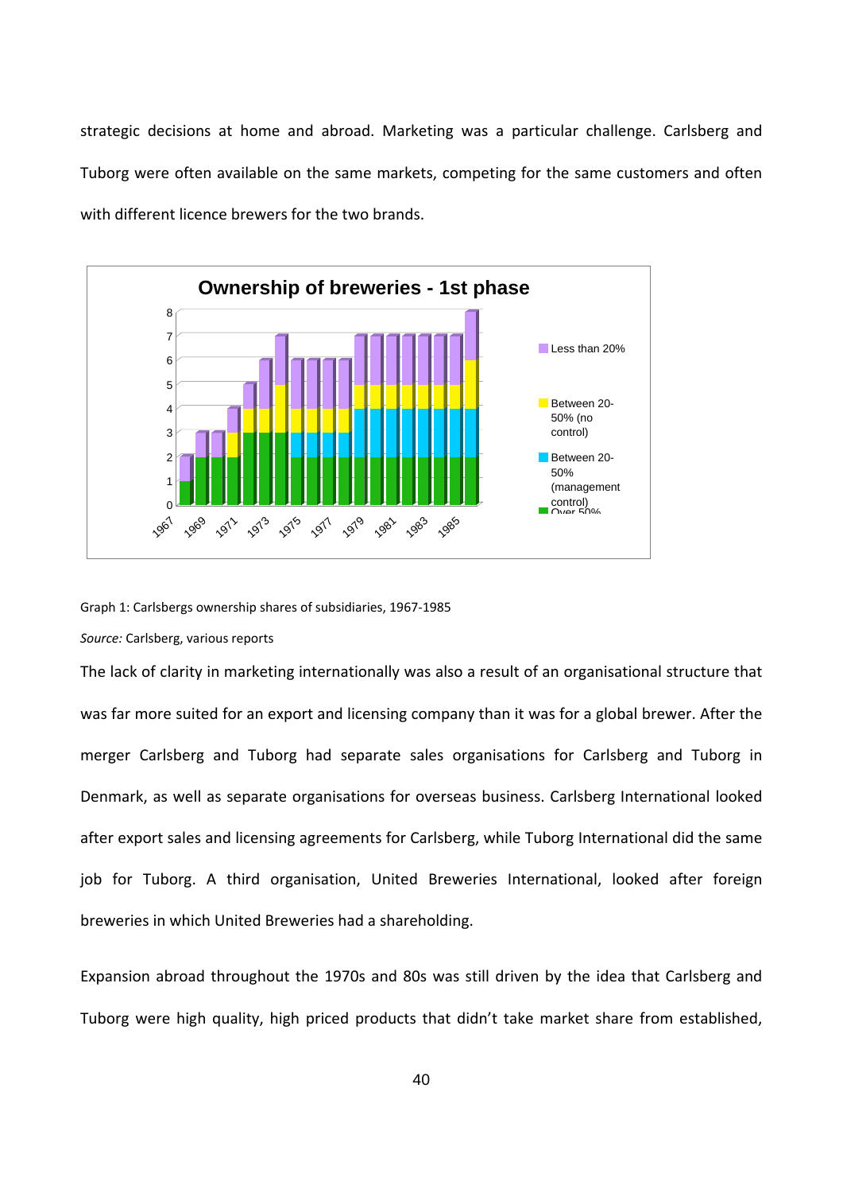strategic decisions at home and abroad. Marketing was a particular challenge. Carlsberg and Tuborg were often available on the same markets, competing for the same customers and often with different licence brewers for the two brands.

Graph 1: Carlsbergs ownership shares of subsidiaries, 1967-1985

*Source:* Carlsberg, various reports

The lack of clarity in marketing internationally was also a result of an organisational structure that was far more suited for an export and licensing company than it was for a global brewer. After the merger Carlsberg and Tuborg had separate sales organisations for Carlsberg and Tuborg in Denmark, as well as separate organisations for overseas business. Carlsberg International looked after export sales and licensing agreements for Carlsberg, while Tuborg International did the same job for Tuborg. A third organisation, United Breweries International, looked after foreign breweries in which United Breweries had a shareholding.

Expansion abroad throughout the 1970s and 80s was still driven by the idea that Carlsberg and Tuborg were high quality, high priced products that didn't take market share from established,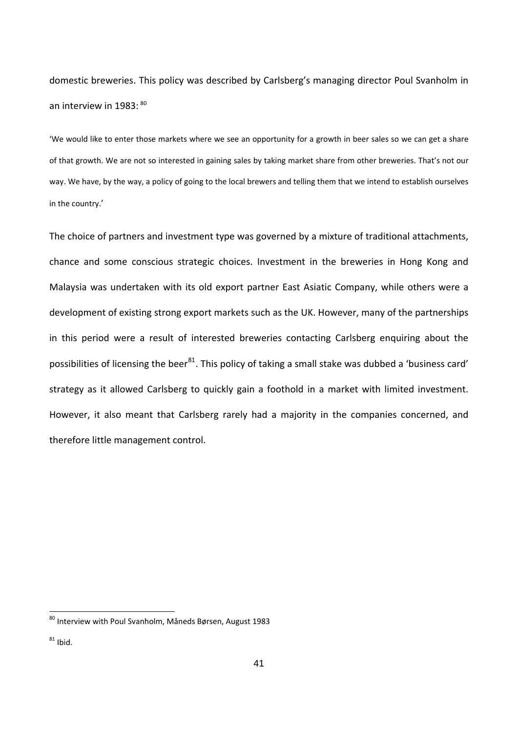domestic breweries. This policy was described by Carlsberg's managing director Poul Svanholm in an interview in 1983: [80]

> 'We would like to enter those markets where we see an opportunity for a growth in beer sales so we can get a share of that growth. We are not so interested in gaining sales by taking market share from other breweries. That's not our way. We have, by the way, a policy of going to the local brewers and telling them that we intend to establish ourselves in the country.'

The choice of partners and investment type was governed by a mixture of traditional attachments, chance and some conscious strategic choices. Investment in the breweries in Hong Kong and Malaysia was undertaken with its old export partner East Asiatic Company, while others were a development of existing strong export markets such as the UK. However, many of the partnerships in this period were a result of interested breweries contacting Carlsberg enquiring about the possibilities of licensing the beer[81]. This policy of taking a small stake was dubbed a 'business card' strategy as it allowed Carlsberg to quickly gain a foothold in a market with limited investment. However, it also meant that Carlsberg rarely had a majority in the companies concerned, and therefore little management control.

---

[80] Interview with Poul Svanholm, Måneds Børsen, August 1983

[81] Ibid.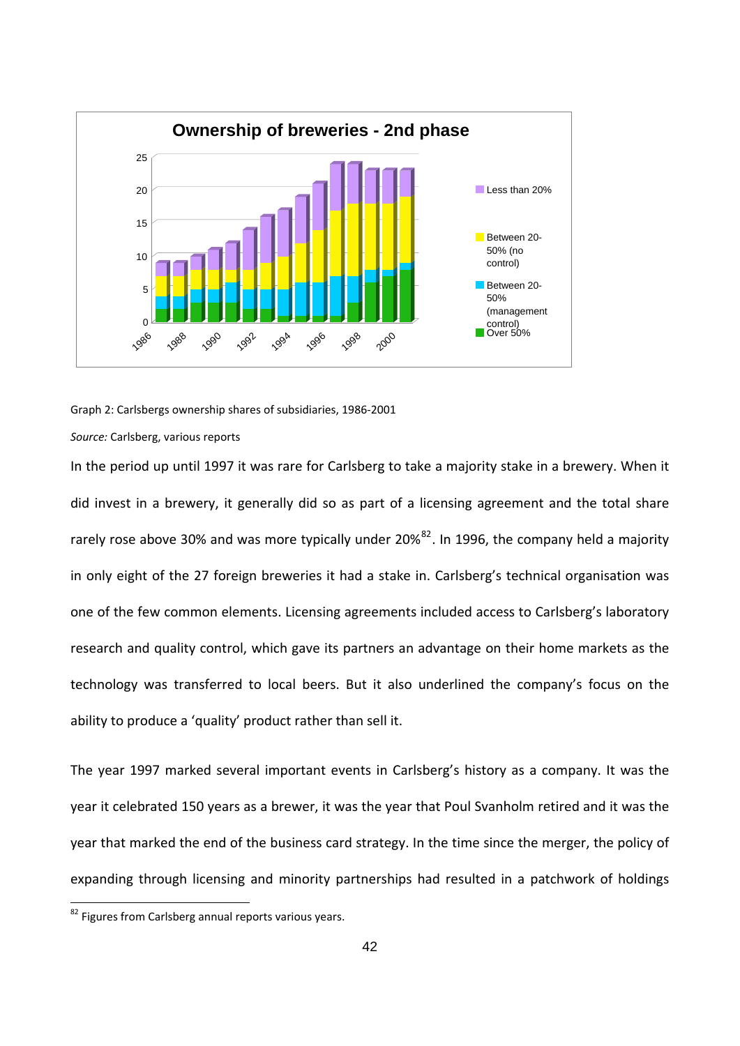Graph 2: Carlsbergs ownership shares of subsidiaries, 1986-2001

*Source:* Carlsberg, various reports

In the period up until 1997 it was rare for Carlsberg to take a majority stake in a brewery. When it did invest in a brewery, it generally did so as part of a licensing agreement and the total share rarely rose above 30% and was more typically under 20%[82]. In 1996, the company held a majority in only eight of the 27 foreign breweries it had a stake in. Carlsberg's technical organisation was one of the few common elements. Licensing agreements included access to Carlsberg's laboratory research and quality control, which gave its partners an advantage on their home markets as the technology was transferred to local beers. But it also underlined the company's focus on the ability to produce a 'quality' product rather than sell it.

The year 1997 marked several important events in Carlsberg's history as a company. It was the year it celebrated 150 years as a brewer, it was the year that Poul Svanholm retired and it was the year that marked the end of the business card strategy. In the time since the merger, the policy of expanding through licensing and minority partnerships had resulted in a patchwork of holdings

[82] Figures from Carlsberg annual reports various years.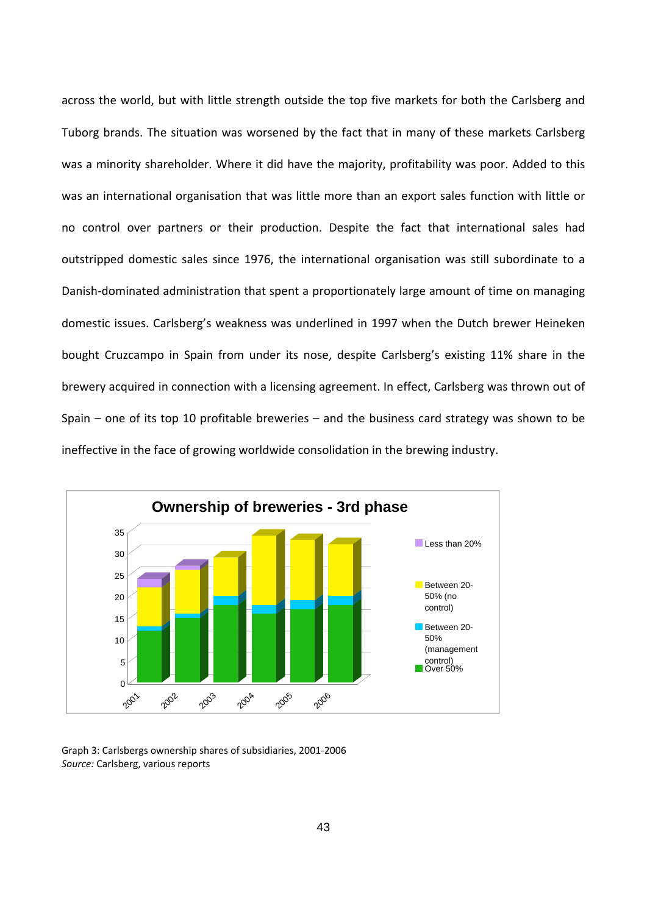across the world, but with little strength outside the top five markets for both the Carlsberg and Tuborg brands. The situation was worsened by the fact that in many of these markets Carlsberg was a minority shareholder. Where it did have the majority, profitability was poor. Added to this was an international organisation that was little more than an export sales function with little or no control over partners or their production. Despite the fact that international sales had outstripped domestic sales since 1976, the international organisation was still subordinate to a Danish-dominated administration that spent a proportionately large amount of time on managing domestic issues. Carlsberg's weakness was underlined in 1997 when the Dutch brewer Heineken bought Cruzcampo in Spain from under its nose, despite Carlsberg's existing 11% share in the brewery acquired in connection with a licensing agreement. In effect, Carlsberg was thrown out of Spain – one of its top 10 profitable breweries – and the business card strategy was shown to be ineffective in the face of growing worldwide consolidation in the brewing industry.

Graph 3: Carlsbergs ownership shares of subsidiaries, 2001-2006
*Source:* Carlsberg, various reports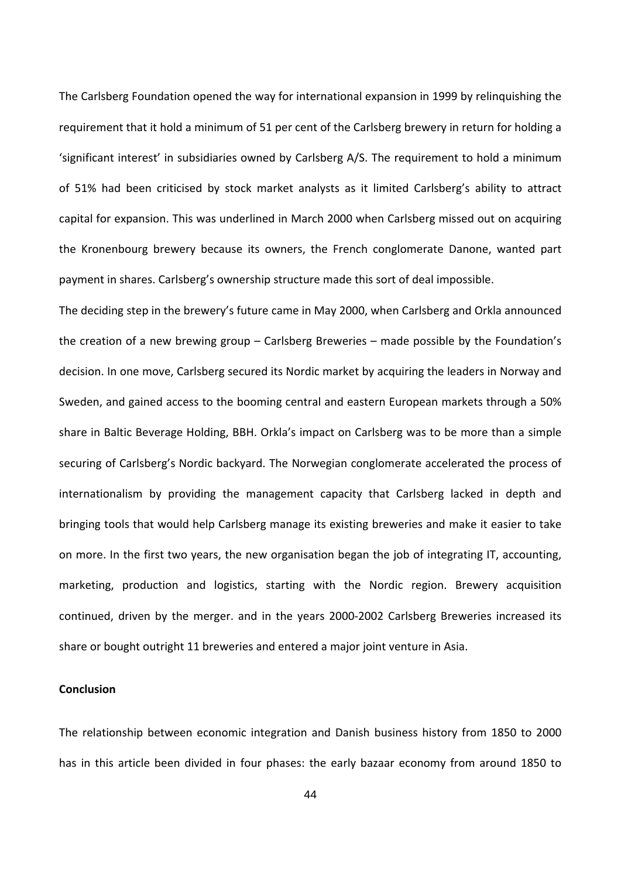The Carlsberg Foundation opened the way for international expansion in 1999 by relinquishing the requirement that it hold a minimum of 51 per cent of the Carlsberg brewery in return for holding a 'significant interest' in subsidiaries owned by Carlsberg A/S. The requirement to hold a minimum of 51% had been criticised by stock market analysts as it limited Carlsberg's ability to attract capital for expansion. This was underlined in March 2000 when Carlsberg missed out on acquiring the Kronenbourg brewery because its owners, the French conglomerate Danone, wanted part payment in shares. Carlsberg's ownership structure made this sort of deal impossible.

The deciding step in the brewery's future came in May 2000, when Carlsberg and Orkla announced the creation of a new brewing group – Carlsberg Breweries – made possible by the Foundation's decision. In one move, Carlsberg secured its Nordic market by acquiring the leaders in Norway and Sweden, and gained access to the booming central and eastern European markets through a 50% share in Baltic Beverage Holding, BBH. Orkla's impact on Carlsberg was to be more than a simple securing of Carlsberg's Nordic backyard. The Norwegian conglomerate accelerated the process of internationalism by providing the management capacity that Carlsberg lacked in depth and bringing tools that would help Carlsberg manage its existing breweries and make it easier to take on more. In the first two years, the new organisation began the job of integrating IT, accounting, marketing, production and logistics, starting with the Nordic region. Brewery acquisition continued, driven by the merger. and in the years 2000-2002 Carlsberg Breweries increased its share or bought outright 11 breweries and entered a major joint venture in Asia.

**Conclusion**

The relationship between economic integration and Danish business history from 1850 to 2000 has in this article been divided in four phases: the early bazaar economy from around 1850 to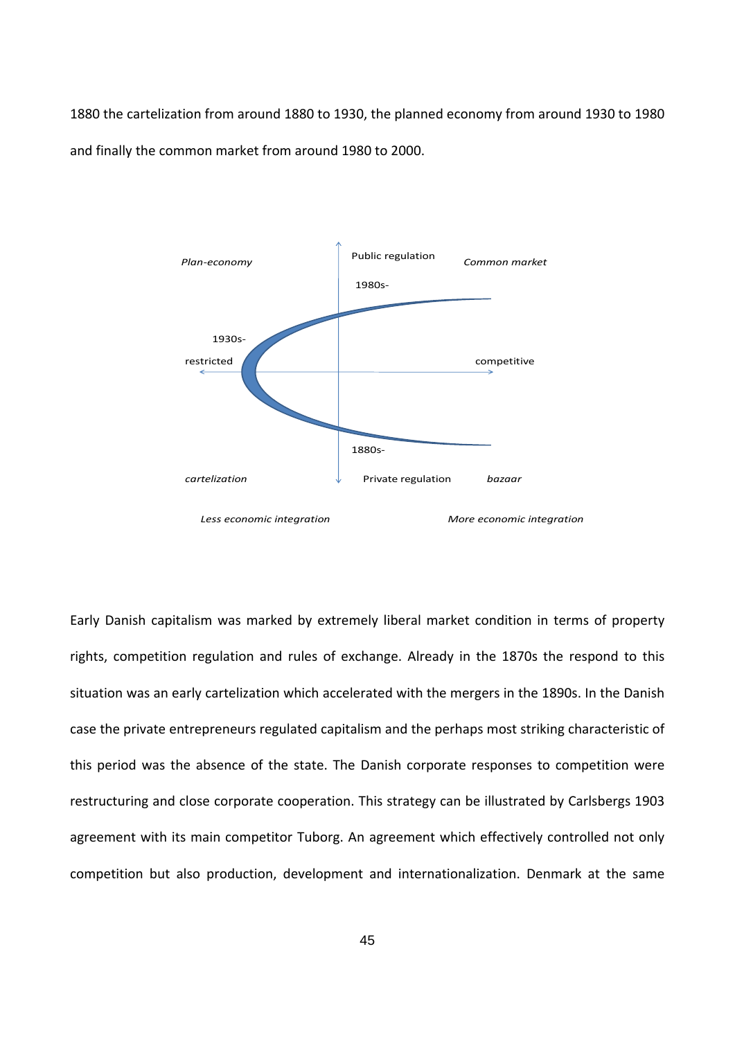1880 the cartelization from around 1880 to 1930, the planned economy from around 1930 to 1980 and finally the common market from around 1980 to 2000.

*Plan-economy* | Public regulation | *Common market*

1980s-

1930s-

restricted | competitive

1880s-

*cartelization* | Private regulation | *bazaar*

*Less economic integration* | *More economic integration*

Early Danish capitalism was marked by extremely liberal market condition in terms of property rights, competition regulation and rules of exchange. Already in the 1870s the respond to this situation was an early cartelization which accelerated with the mergers in the 1890s. In the Danish case the private entrepreneurs regulated capitalism and the perhaps most striking characteristic of this period was the absence of the state. The Danish corporate responses to competition were restructuring and close corporate cooperation. This strategy can be illustrated by Carlsbergs 1903 agreement with its main competitor Tuborg. An agreement which effectively controlled not only competition but also production, development and internationalization. Denmark at the same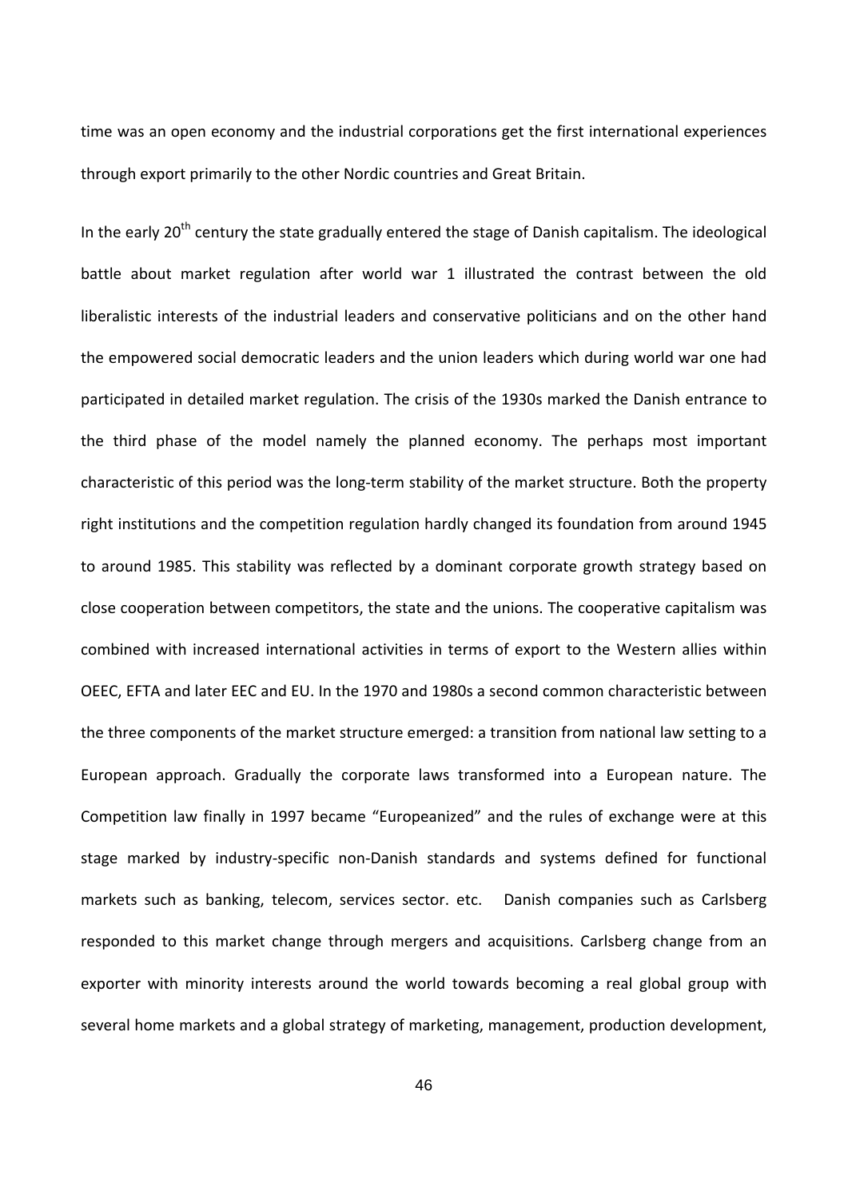time was an open economy and the industrial corporations get the first international experiences through export primarily to the other Nordic countries and Great Britain.

In the early 20th century the state gradually entered the stage of Danish capitalism. The ideological battle about market regulation after world war 1 illustrated the contrast between the old liberalistic interests of the industrial leaders and conservative politicians and on the other hand the empowered social democratic leaders and the union leaders which during world war one had participated in detailed market regulation. The crisis of the 1930s marked the Danish entrance to the third phase of the model namely the planned economy. The perhaps most important characteristic of this period was the long-term stability of the market structure. Both the property right institutions and the competition regulation hardly changed its foundation from around 1945 to around 1985. This stability was reflected by a dominant corporate growth strategy based on close cooperation between competitors, the state and the unions. The cooperative capitalism was combined with increased international activities in terms of export to the Western allies within OEEC, EFTA and later EEC and EU. In the 1970 and 1980s a second common characteristic between the three components of the market structure emerged: a transition from national law setting to a European approach. Gradually the corporate laws transformed into a European nature. The Competition law finally in 1997 became "Europeanized" and the rules of exchange were at this stage marked by industry-specific non-Danish standards and systems defined for functional markets such as banking, telecom, services sector. etc. Danish companies such as Carlsberg responded to this market change through mergers and acquisitions. Carlsberg change from an exporter with minority interests around the world towards becoming a real global group with several home markets and a global strategy of marketing, management, production development,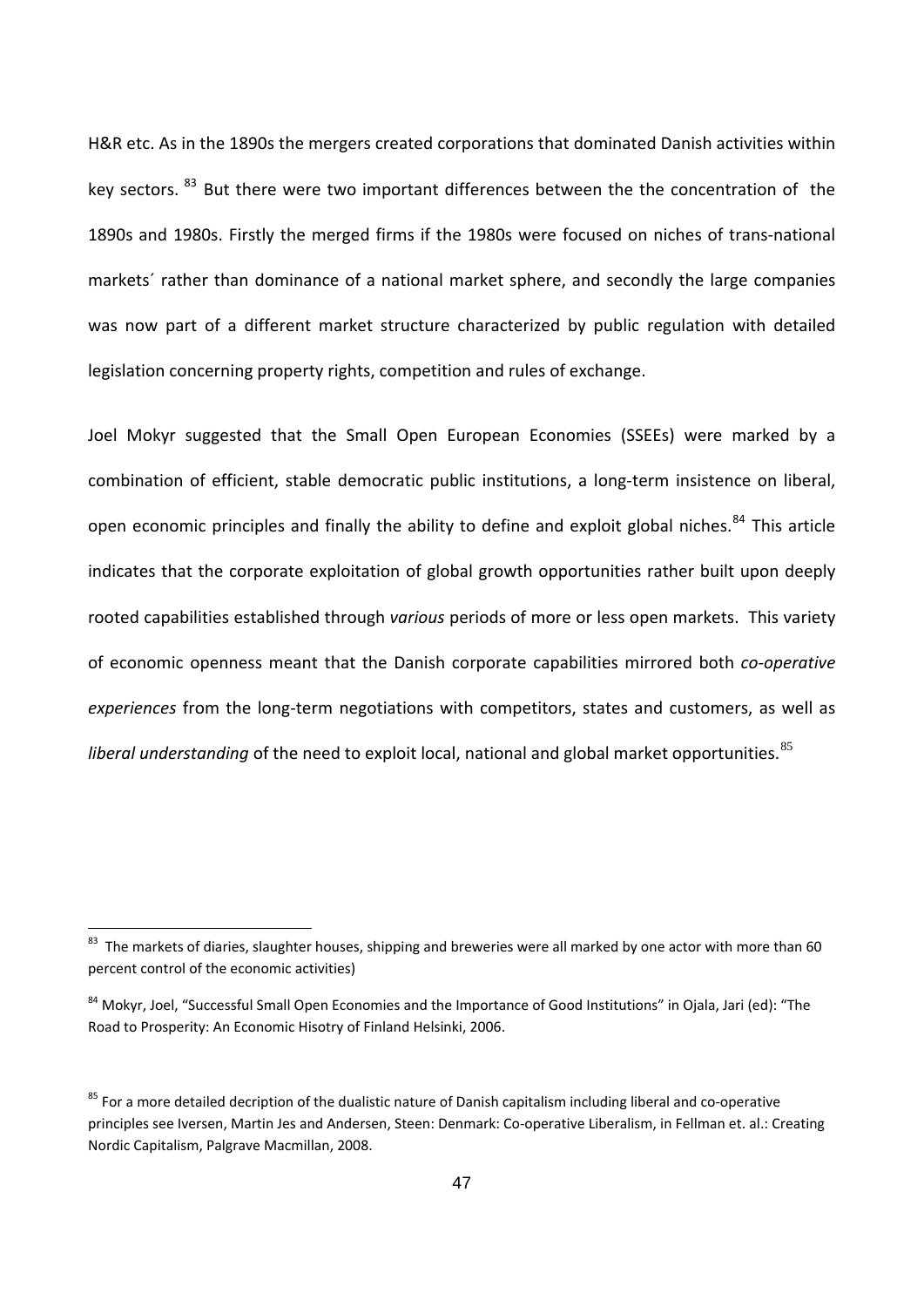H&R etc. As in the 1890s the mergers created corporations that dominated Danish activities within key sectors. [83] But there were two important differences between the the concentration of the 1890s and 1980s. Firstly the merged firms if the 1980s were focused on niches of trans-national markets´ rather than dominance of a national market sphere, and secondly the large companies was now part of a different market structure characterized by public regulation with detailed legislation concerning property rights, competition and rules of exchange.

Joel Mokyr suggested that the Small Open European Economies (SSEEs) were marked by a combination of efficient, stable democratic public institutions, a long-term insistence on liberal, open economic principles and finally the ability to define and exploit global niches.[84] This article indicates that the corporate exploitation of global growth opportunities rather built upon deeply rooted capabilities established through *various* periods of more or less open markets. This variety of economic openness meant that the Danish corporate capabilities mirrored both *co-operative experiences* from the long-term negotiations with competitors, states and customers, as well as *liberal understanding* of the need to exploit local, national and global market opportunities.[85]

---

[83] The markets of diaries, slaughter houses, shipping and breweries were all marked by one actor with more than 60 percent control of the economic activities)

[84] Mokyr, Joel, "Successful Small Open Economies and the Importance of Good Institutions" in Ojala, Jari (ed): "The Road to Prosperity: An Economic Hisotry of Finland Helsinki, 2006.

[85] For a more detailed decription of the dualistic nature of Danish capitalism including liberal and co-operative principles see Iversen, Martin Jes and Andersen, Steen: Denmark: Co-operative Liberalism, in Fellman et. al.: Creating Nordic Capitalism, Palgrave Macmillan, 2008.